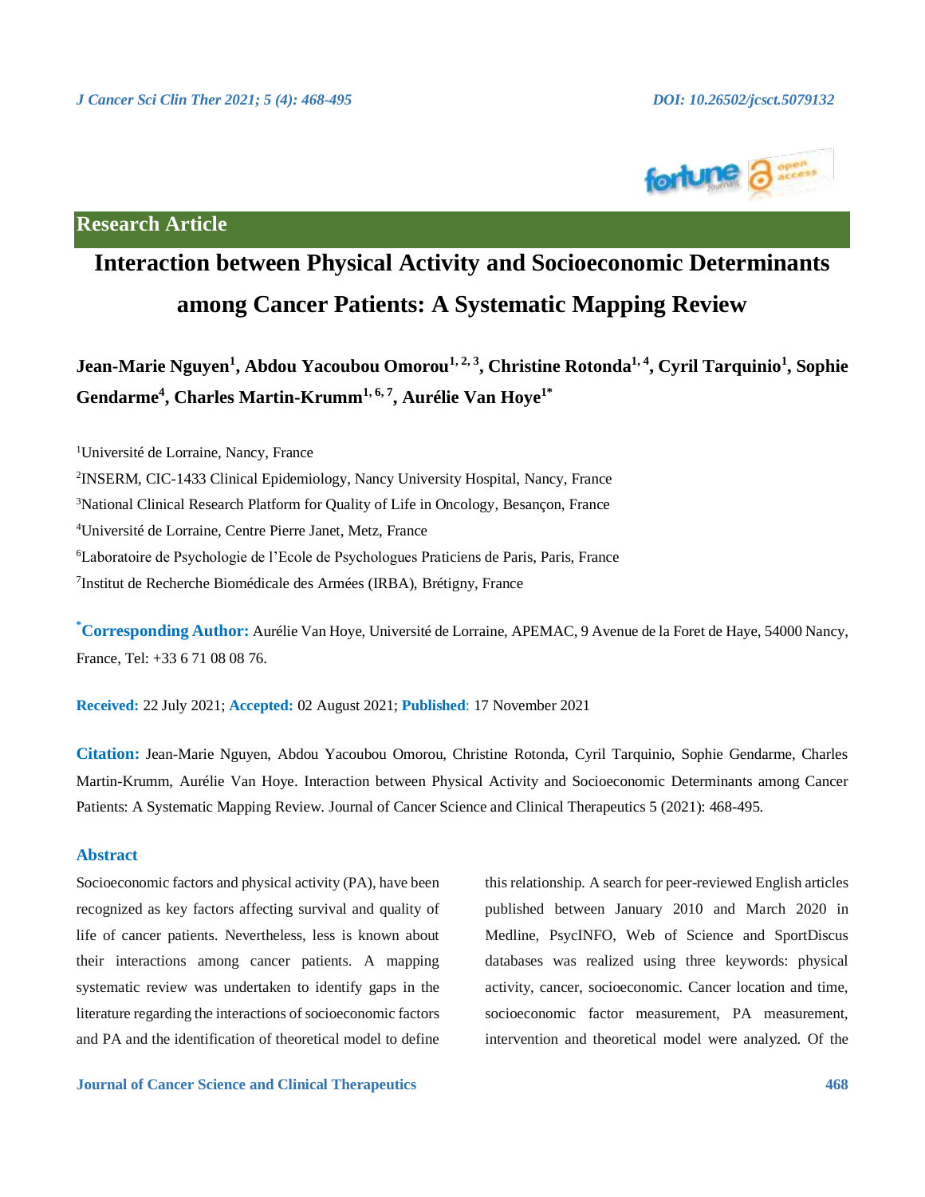Research Article

# Interaction between Physical Activity and Socioeconomic Determinants among Cancer Patients: A Systematic Mapping Review

**Jean-Marie Nguyen[1], Abdou Yacoubou Omorou[1, 2, 3], Christine Rotonda[1, 4], Cyril Tarquinio[1], Sophie Gendarme[4], Charles Martin-Krumm[1, 6, 7], Aurélie Van Hoye[1*]**

[1]Université de Lorraine, Nancy, France

[2]INSERM, CIC-1433 Clinical Epidemiology, Nancy University Hospital, Nancy, France

[3]National Clinical Research Platform for Quality of Life in Oncology, Besançon, France

[4]Université de Lorraine, Centre Pierre Janet, Metz, France

[6]Laboratoire de Psychologie de l'Ecole de Psychologues Praticiens de Paris, Paris, France

[7]Institut de Recherche Biomédicale des Armées (IRBA), Brétigny, France

**[*]Corresponding Author:** Aurélie Van Hoye, Université de Lorraine, APEMAC, 9 Avenue de la Foret de Haye, 54000 Nancy, France, Tel: +33 6 71 08 08 76.

**Received:** 22 July 2021; **Accepted:** 02 August 2021; **Published**: 17 November 2021

**Citation:** Jean-Marie Nguyen, Abdou Yacoubou Omorou, Christine Rotonda, Cyril Tarquinio, Sophie Gendarme, Charles Martin-Krumm, Aurélie Van Hoye. Interaction between Physical Activity and Socioeconomic Determinants among Cancer Patients: A Systematic Mapping Review. Journal of Cancer Science and Clinical Therapeutics 5 (2021): 468-495.

## Abstract

Socioeconomic factors and physical activity (PA), have been recognized as key factors affecting survival and quality of life of cancer patients. Nevertheless, less is known about their interactions among cancer patients. A mapping systematic review was undertaken to identify gaps in the literature regarding the interactions of socioeconomic factors and PA and the identification of theoretical model to define this relationship. A search for peer-reviewed English articles published between January 2010 and March 2020 in Medline, PsycINFO, Web of Science and SportDiscus databases was realized using three keywords: physical activity, cancer, socioeconomic. Cancer location and time, socioeconomic factor measurement, PA measurement, intervention and theoretical model were analyzed. Of the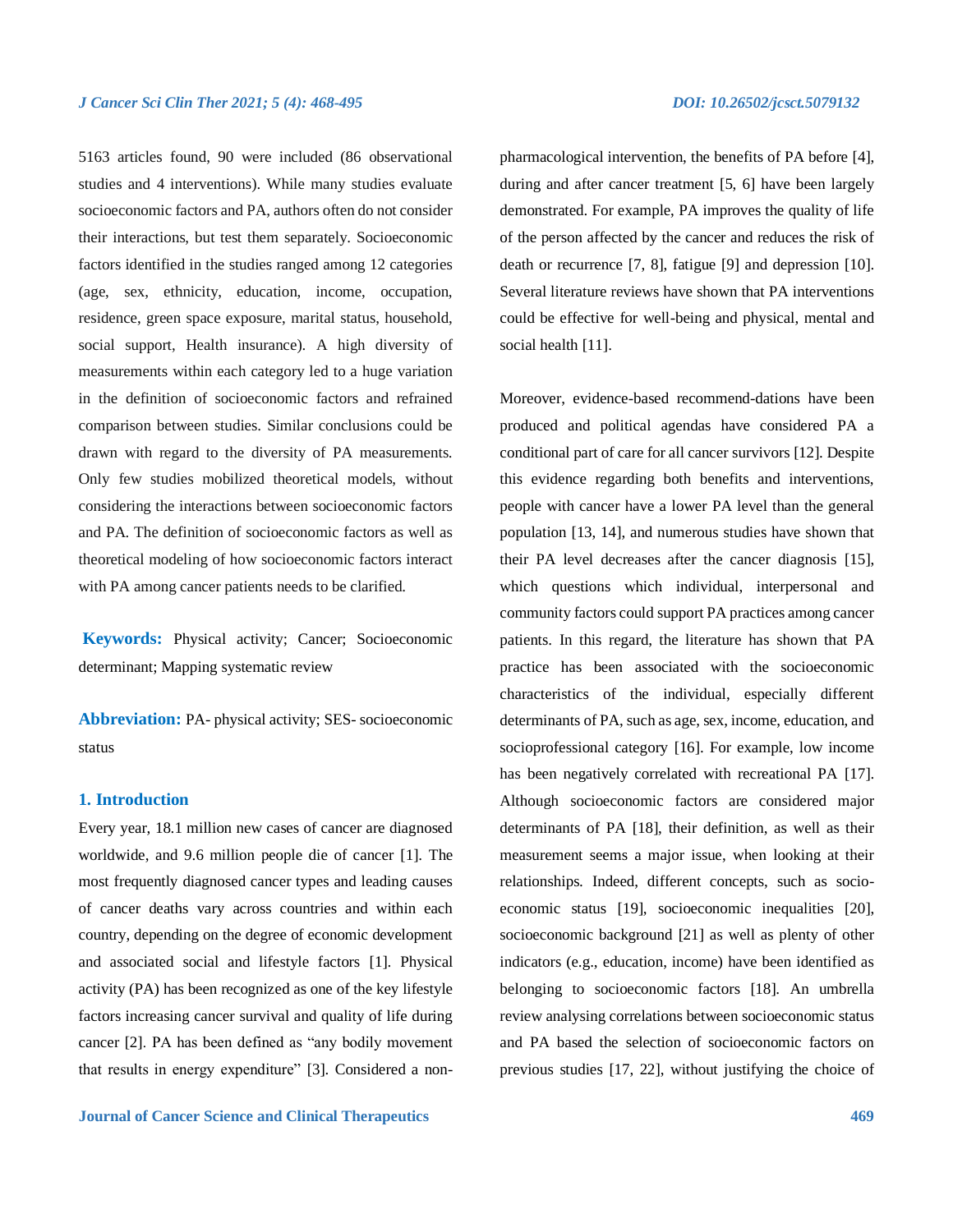5163 articles found, 90 were included (86 observational studies and 4 interventions). While many studies evaluate socioeconomic factors and PA, authors often do not consider their interactions, but test them separately. Socioeconomic factors identified in the studies ranged among 12 categories (age, sex, ethnicity, education, income, occupation, residence, green space exposure, marital status, household, social support, Health insurance). A high diversity of measurements within each category led to a huge variation in the definition of socioeconomic factors and refrained comparison between studies. Similar conclusions could be drawn with regard to the diversity of PA measurements. Only few studies mobilized theoretical models, without considering the interactions between socioeconomic factors and PA. The definition of socioeconomic factors as well as theoretical modeling of how socioeconomic factors interact with PA among cancer patients needs to be clarified.

**Keywords:** Physical activity; Cancer; Socioeconomic determinant; Mapping systematic review

**Abbreviation:** PA- physical activity; SES- socioeconomic status

## 1. Introduction

Every year, 18.1 million new cases of cancer are diagnosed worldwide, and 9.6 million people die of cancer [1]. The most frequently diagnosed cancer types and leading causes of cancer deaths vary across countries and within each country, depending on the degree of economic development and associated social and lifestyle factors [1]. Physical activity (PA) has been recognized as one of the key lifestyle factors increasing cancer survival and quality of life during cancer [2]. PA has been defined as "any bodily movement that results in energy expenditure" [3]. Considered a non-pharmacological intervention, the benefits of PA before [4], during and after cancer treatment [5, 6] have been largely demonstrated. For example, PA improves the quality of life of the person affected by the cancer and reduces the risk of death or recurrence [7, 8], fatigue [9] and depression [10]. Several literature reviews have shown that PA interventions could be effective for well-being and physical, mental and social health [11].

Moreover, evidence-based recommend-dations have been produced and political agendas have considered PA a conditional part of care for all cancer survivors [12]. Despite this evidence regarding both benefits and interventions, people with cancer have a lower PA level than the general population [13, 14], and numerous studies have shown that their PA level decreases after the cancer diagnosis [15], which questions which individual, interpersonal and community factors could support PA practices among cancer patients. In this regard, the literature has shown that PA practice has been associated with the socioeconomic characteristics of the individual, especially different determinants of PA, such as age, sex, income, education, and socioprofessional category [16]. For example, low income has been negatively correlated with recreational PA [17]. Although socioeconomic factors are considered major determinants of PA [18], their definition, as well as their measurement seems a major issue, when looking at their relationships. Indeed, different concepts, such as socio-economic status [19], socioeconomic inequalities [20], socioeconomic background [21] as well as plenty of other indicators (e.g., education, income) have been identified as belonging to socioeconomic factors [18]. An umbrella review analysing correlations between socioeconomic status and PA based the selection of socioeconomic factors on previous studies [17, 22], without justifying the choice of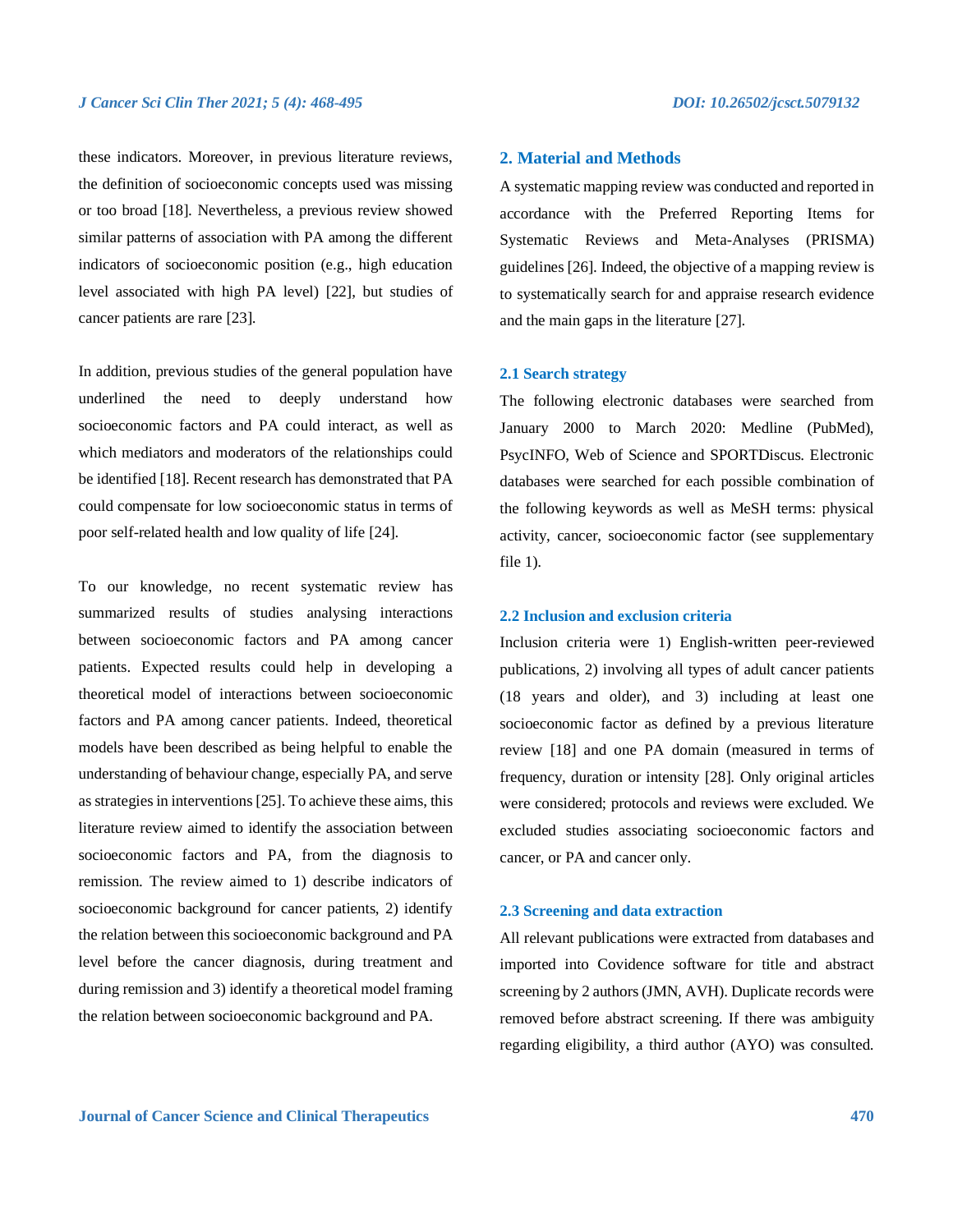these indicators. Moreover, in previous literature reviews, the definition of socioeconomic concepts used was missing or too broad [18]. Nevertheless, a previous review showed similar patterns of association with PA among the different indicators of socioeconomic position (e.g., high education level associated with high PA level) [22], but studies of cancer patients are rare [23].

In addition, previous studies of the general population have underlined the need to deeply understand how socioeconomic factors and PA could interact, as well as which mediators and moderators of the relationships could be identified [18]. Recent research has demonstrated that PA could compensate for low socioeconomic status in terms of poor self-related health and low quality of life [24].

To our knowledge, no recent systematic review has summarized results of studies analysing interactions between socioeconomic factors and PA among cancer patients. Expected results could help in developing a theoretical model of interactions between socioeconomic factors and PA among cancer patients. Indeed, theoretical models have been described as being helpful to enable the understanding of behaviour change, especially PA, and serve as strategies in interventions [25]. To achieve these aims, this literature review aimed to identify the association between socioeconomic factors and PA, from the diagnosis to remission. The review aimed to 1) describe indicators of socioeconomic background for cancer patients, 2) identify the relation between this socioeconomic background and PA level before the cancer diagnosis, during treatment and during remission and 3) identify a theoretical model framing the relation between socioeconomic background and PA.

## 2. Material and Methods

A systematic mapping review was conducted and reported in accordance with the Preferred Reporting Items for Systematic Reviews and Meta-Analyses (PRISMA) guidelines [26]. Indeed, the objective of a mapping review is to systematically search for and appraise research evidence and the main gaps in the literature [27].

### 2.1 Search strategy

The following electronic databases were searched from January 2000 to March 2020: Medline (PubMed), PsycINFO, Web of Science and SPORTDiscus. Electronic databases were searched for each possible combination of the following keywords as well as MeSH terms: physical activity, cancer, socioeconomic factor (see supplementary file 1).

### 2.2 Inclusion and exclusion criteria

Inclusion criteria were 1) English-written peer-reviewed publications, 2) involving all types of adult cancer patients (18 years and older), and 3) including at least one socioeconomic factor as defined by a previous literature review [18] and one PA domain (measured in terms of frequency, duration or intensity [28]. Only original articles were considered; protocols and reviews were excluded. We excluded studies associating socioeconomic factors and cancer, or PA and cancer only.

### 2.3 Screening and data extraction

All relevant publications were extracted from databases and imported into Covidence software for title and abstract screening by 2 authors (JMN, AVH). Duplicate records were removed before abstract screening. If there was ambiguity regarding eligibility, a third author (AYO) was consulted.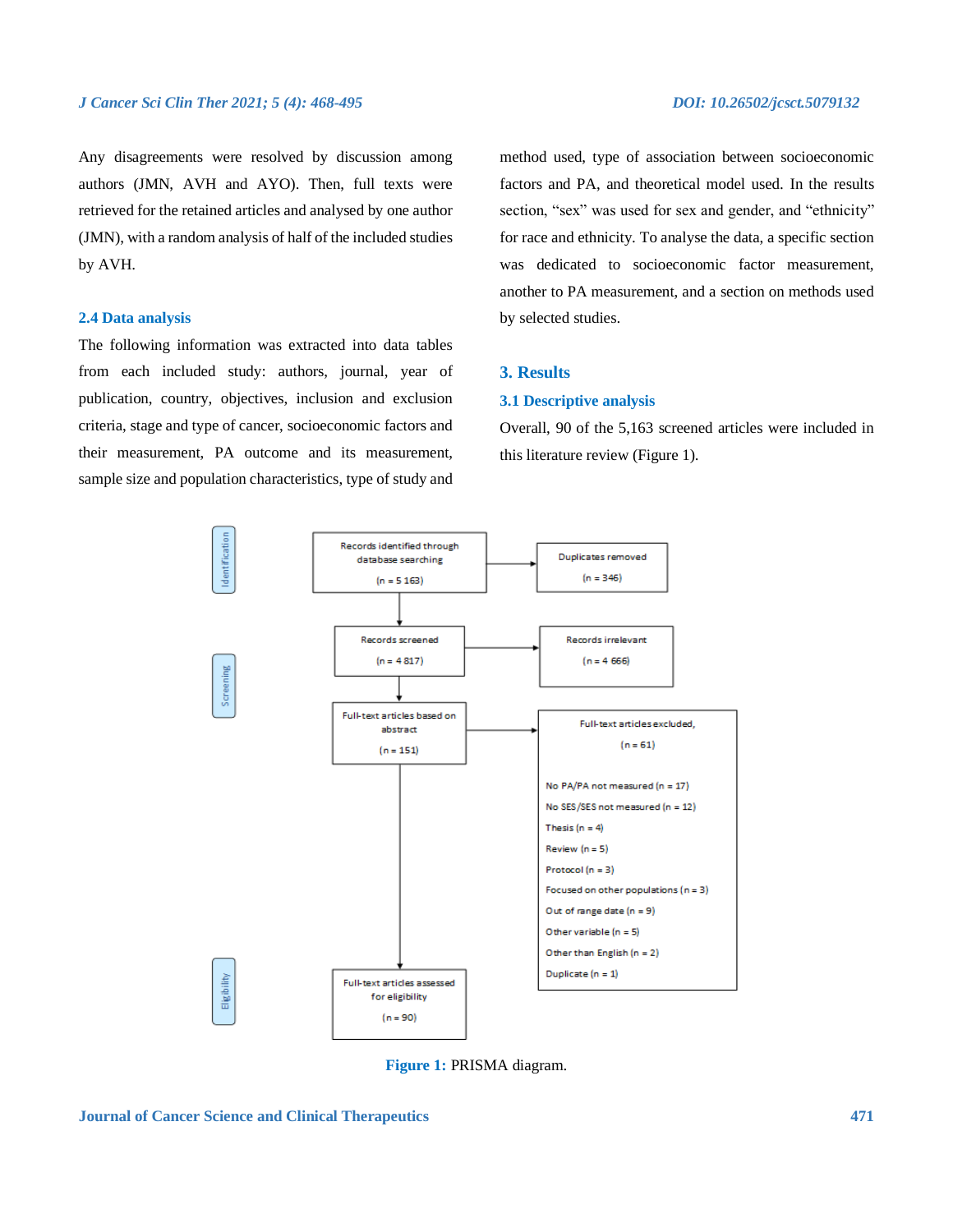Any disagreements were resolved by discussion among authors (JMN, AVH and AYO). Then, full texts were retrieved for the retained articles and analysed by one author (JMN), with a random analysis of half of the included studies by AVH.

### 2.4 Data analysis

The following information was extracted into data tables from each included study: authors, journal, year of publication, country, objectives, inclusion and exclusion criteria, stage and type of cancer, socioeconomic factors and their measurement, PA outcome and its measurement, sample size and population characteristics, type of study and method used, type of association between socioeconomic factors and PA, and theoretical model used. In the results section, "sex" was used for sex and gender, and "ethnicity" for race and ethnicity. To analyse the data, a specific section was dedicated to socioeconomic factor measurement, another to PA measurement, and a section on methods used by selected studies.

## 3. Results

### 3.1 Descriptive analysis

Overall, 90 of the 5,163 screened articles were included in this literature review (Figure 1).

Identification

Records identified through database searching (n = 5 163) → Duplicates removed (n = 346)

Screening

Records screened (n = 4 817) → Records irrelevant (n = 4 666)

Full-text articles based on abstract (n = 151) → Full-text articles excluded, (n = 61)

- No PA/PA not measured (n = 17)
- No SES/SES not measured (n = 12)
- Thesis (n = 4)
- Review (n = 5)
- Protocol (n = 3)
- Focused on other populations (n = 3)
- Out of range date (n = 9)
- Other variable (n = 5)
- Other than English (n = 2)
- Duplicate (n = 1)

Eligibility

Full-text articles assessed for eligibility (n = 90)

**Figure 1:** PRISMA diagram.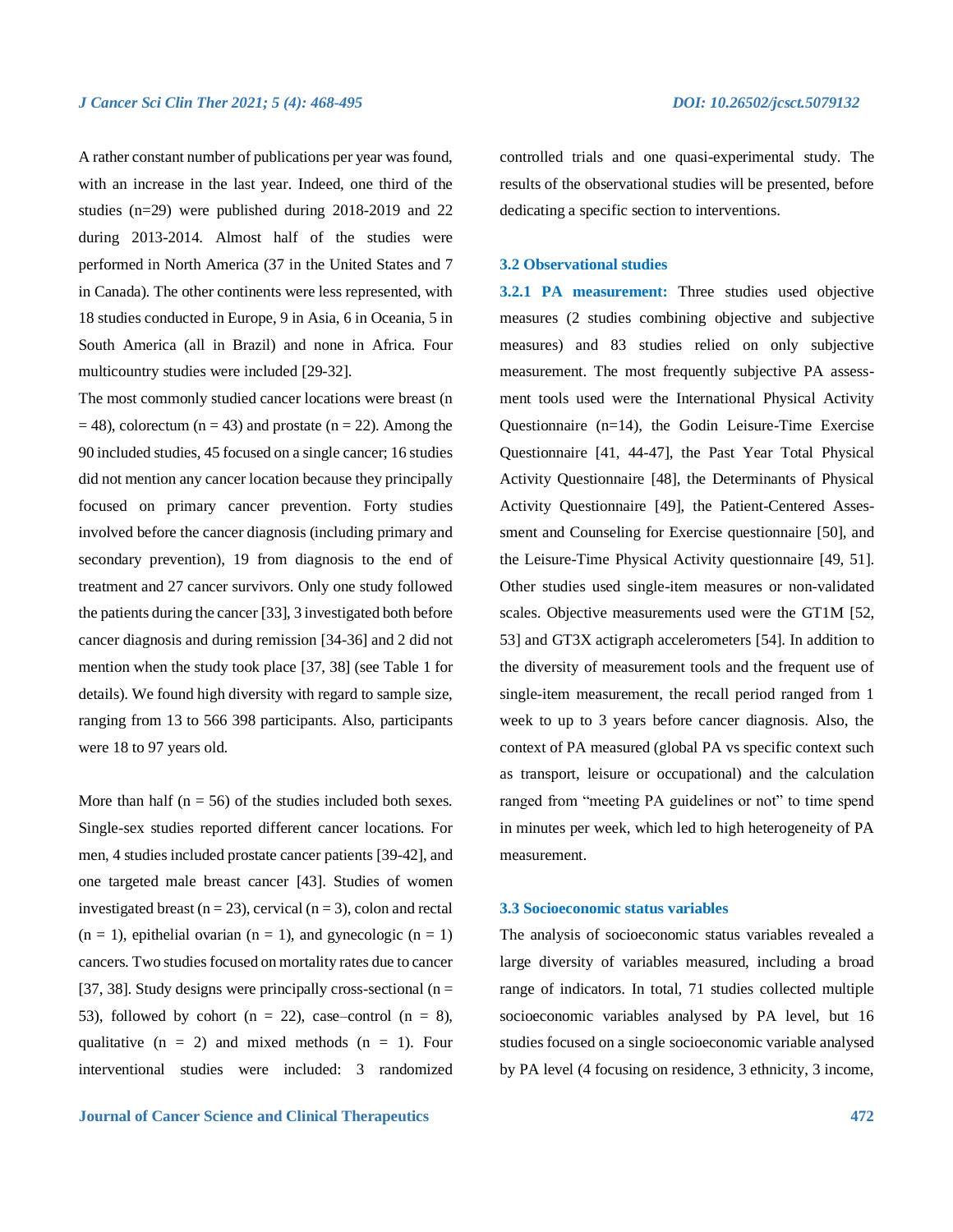A rather constant number of publications per year was found, with an increase in the last year. Indeed, one third of the studies (n=29) were published during 2018-2019 and 22 during 2013-2014. Almost half of the studies were performed in North America (37 in the United States and 7 in Canada). The other continents were less represented, with 18 studies conducted in Europe, 9 in Asia, 6 in Oceania, 5 in South America (all in Brazil) and none in Africa. Four multicountry studies were included [29-32].

The most commonly studied cancer locations were breast (n = 48), colorectum (n = 43) and prostate (n = 22). Among the 90 included studies, 45 focused on a single cancer; 16 studies did not mention any cancer location because they principally focused on primary cancer prevention. Forty studies involved before the cancer diagnosis (including primary and secondary prevention), 19 from diagnosis to the end of treatment and 27 cancer survivors. Only one study followed the patients during the cancer [33], 3 investigated both before cancer diagnosis and during remission [34-36] and 2 did not mention when the study took place [37, 38] (see Table 1 for details). We found high diversity with regard to sample size, ranging from 13 to 566 398 participants. Also, participants were 18 to 97 years old.

More than half (n = 56) of the studies included both sexes. Single-sex studies reported different cancer locations. For men, 4 studies included prostate cancer patients [39-42], and one targeted male breast cancer [43]. Studies of women investigated breast (n = 23), cervical (n = 3), colon and rectal (n = 1), epithelial ovarian (n = 1), and gynecologic (n = 1) cancers. Two studies focused on mortality rates due to cancer [37, 38]. Study designs were principally cross-sectional (n = 53), followed by cohort (n = 22), case–control (n = 8), qualitative (n = 2) and mixed methods (n = 1). Four interventional studies were included: 3 randomized controlled trials and one quasi-experimental study. The results of the observational studies will be presented, before dedicating a specific section to interventions.

### 3.2 Observational studies

**3.2.1 PA measurement:** Three studies used objective measures (2 studies combining objective and subjective measures) and 83 studies relied on only subjective measurement. The most frequently subjective PA assessment tools used were the International Physical Activity Questionnaire (n=14), the Godin Leisure-Time Exercise Questionnaire [41, 44-47], the Past Year Total Physical Activity Questionnaire [48], the Determinants of Physical Activity Questionnaire [49], the Patient-Centered Assessment and Counseling for Exercise questionnaire [50], and the Leisure-Time Physical Activity questionnaire [49, 51]. Other studies used single-item measures or non-validated scales. Objective measurements used were the GT1M [52, 53] and GT3X actigraph accelerometers [54]. In addition to the diversity of measurement tools and the frequent use of single-item measurement, the recall period ranged from 1 week to up to 3 years before cancer diagnosis. Also, the context of PA measured (global PA vs specific context such as transport, leisure or occupational) and the calculation ranged from "meeting PA guidelines or not" to time spend in minutes per week, which led to high heterogeneity of PA measurement.

### 3.3 Socioeconomic status variables

The analysis of socioeconomic status variables revealed a large diversity of variables measured, including a broad range of indicators. In total, 71 studies collected multiple socioeconomic variables analysed by PA level, but 16 studies focused on a single socioeconomic variable analysed by PA level (4 focusing on residence, 3 ethnicity, 3 income,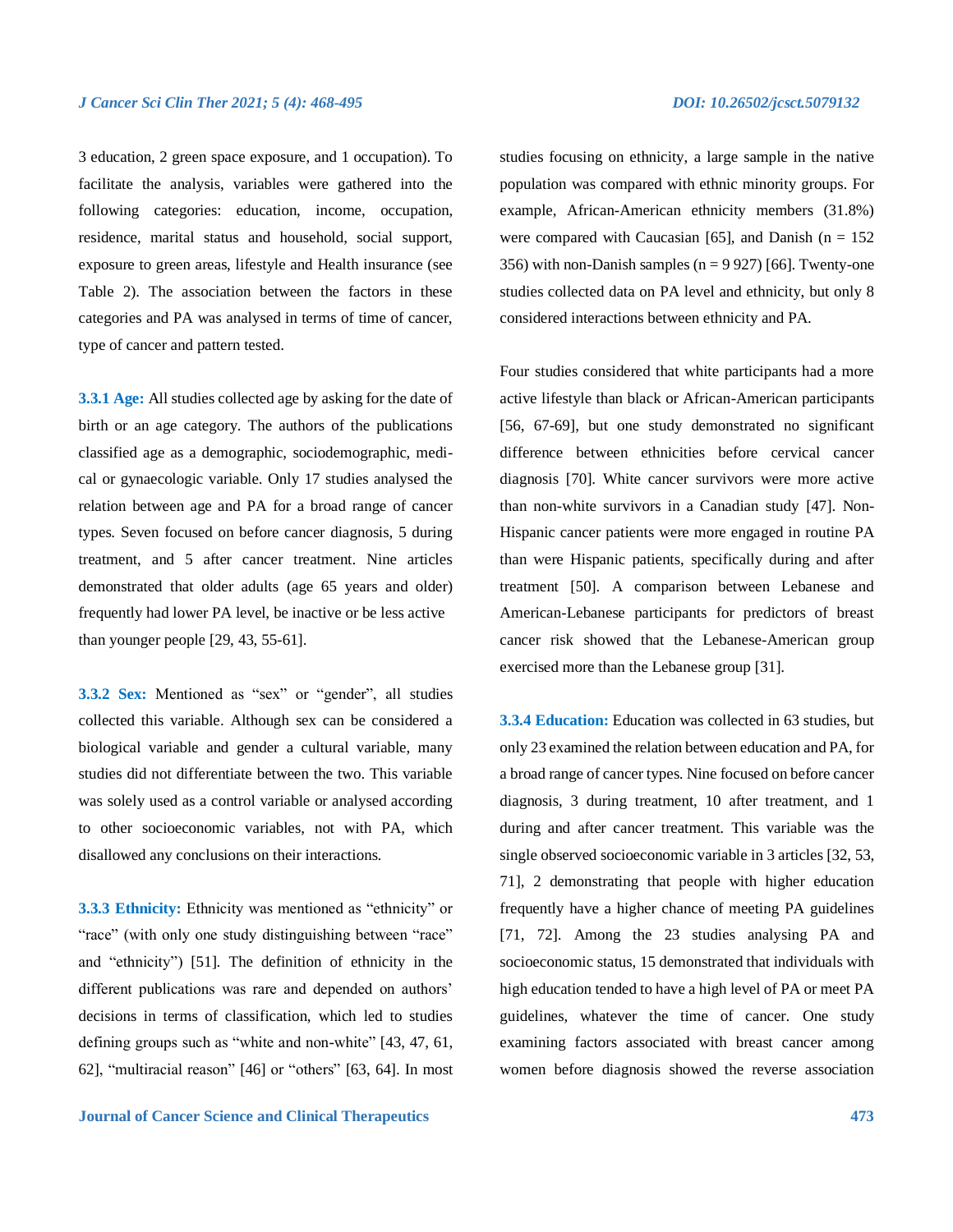3 education, 2 green space exposure, and 1 occupation). To facilitate the analysis, variables were gathered into the following categories: education, income, occupation, residence, marital status and household, social support, exposure to green areas, lifestyle and Health insurance (see Table 2). The association between the factors in these categories and PA was analysed in terms of time of cancer, type of cancer and pattern tested.

**3.3.1 Age:** All studies collected age by asking for the date of birth or an age category. The authors of the publications classified age as a demographic, sociodemographic, medical or gynaecologic variable. Only 17 studies analysed the relation between age and PA for a broad range of cancer types. Seven focused on before cancer diagnosis, 5 during treatment, and 5 after cancer treatment. Nine articles demonstrated that older adults (age 65 years and older) frequently had lower PA level, be inactive or be less active than younger people [29, 43, 55-61].

**3.3.2 Sex:** Mentioned as "sex" or "gender", all studies collected this variable. Although sex can be considered a biological variable and gender a cultural variable, many studies did not differentiate between the two. This variable was solely used as a control variable or analysed according to other socioeconomic variables, not with PA, which disallowed any conclusions on their interactions.

**3.3.3 Ethnicity:** Ethnicity was mentioned as "ethnicity" or "race" (with only one study distinguishing between "race" and "ethnicity") [51]. The definition of ethnicity in the different publications was rare and depended on authors' decisions in terms of classification, which led to studies defining groups such as "white and non-white" [43, 47, 61, 62], "multiracial reason" [46] or "others" [63, 64]. In most studies focusing on ethnicity, a large sample in the native population was compared with ethnic minority groups. For example, African-American ethnicity members (31.8%) were compared with Caucasian [65], and Danish (n = 152 356) with non-Danish samples (n = 9 927) [66]. Twenty-one studies collected data on PA level and ethnicity, but only 8 considered interactions between ethnicity and PA.

Four studies considered that white participants had a more active lifestyle than black or African-American participants [56, 67-69], but one study demonstrated no significant difference between ethnicities before cervical cancer diagnosis [70]. White cancer survivors were more active than non-white survivors in a Canadian study [47]. Non-Hispanic cancer patients were more engaged in routine PA than were Hispanic patients, specifically during and after treatment [50]. A comparison between Lebanese and American-Lebanese participants for predictors of breast cancer risk showed that the Lebanese-American group exercised more than the Lebanese group [31].

**3.3.4 Education:** Education was collected in 63 studies, but only 23 examined the relation between education and PA, for a broad range of cancer types. Nine focused on before cancer diagnosis, 3 during treatment, 10 after treatment, and 1 during and after cancer treatment. This variable was the single observed socioeconomic variable in 3 articles [32, 53, 71], 2 demonstrating that people with higher education frequently have a higher chance of meeting PA guidelines [71, 72]. Among the 23 studies analysing PA and socioeconomic status, 15 demonstrated that individuals with high education tended to have a high level of PA or meet PA guidelines, whatever the time of cancer. One study examining factors associated with breast cancer among women before diagnosis showed the reverse association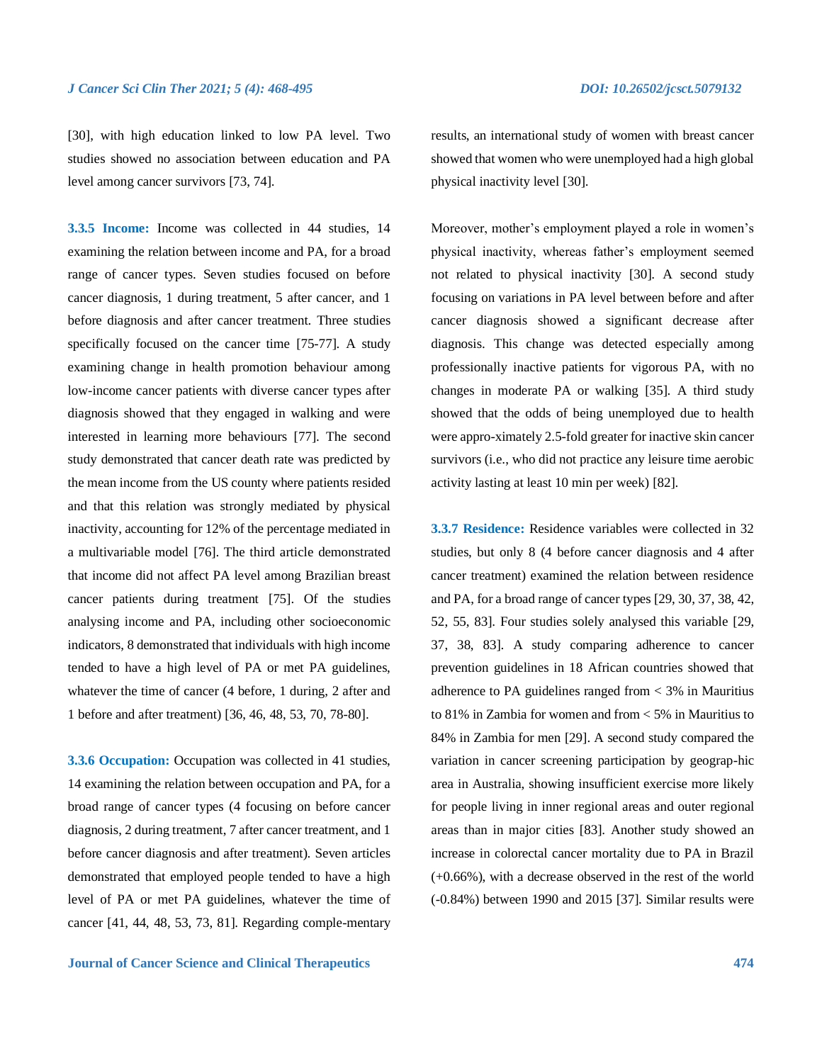[30], with high education linked to low PA level. Two studies showed no association between education and PA level among cancer survivors [73, 74].

**3.3.5 Income:** Income was collected in 44 studies, 14 examining the relation between income and PA, for a broad range of cancer types. Seven studies focused on before cancer diagnosis, 1 during treatment, 5 after cancer, and 1 before diagnosis and after cancer treatment. Three studies specifically focused on the cancer time [75-77]. A study examining change in health promotion behaviour among low-income cancer patients with diverse cancer types after diagnosis showed that they engaged in walking and were interested in learning more behaviours [77]. The second study demonstrated that cancer death rate was predicted by the mean income from the US county where patients resided and that this relation was strongly mediated by physical inactivity, accounting for 12% of the percentage mediated in a multivariable model [76]. The third article demonstrated that income did not affect PA level among Brazilian breast cancer patients during treatment [75]. Of the studies analysing income and PA, including other socioeconomic indicators, 8 demonstrated that individuals with high income tended to have a high level of PA or met PA guidelines, whatever the time of cancer (4 before, 1 during, 2 after and 1 before and after treatment) [36, 46, 48, 53, 70, 78-80].

**3.3.6 Occupation:** Occupation was collected in 41 studies, 14 examining the relation between occupation and PA, for a broad range of cancer types (4 focusing on before cancer diagnosis, 2 during treatment, 7 after cancer treatment, and 1 before cancer diagnosis and after treatment). Seven articles demonstrated that employed people tended to have a high level of PA or met PA guidelines, whatever the time of cancer [41, 44, 48, 53, 73, 81]. Regarding comple-mentary results, an international study of women with breast cancer showed that women who were unemployed had a high global physical inactivity level [30].

Moreover, mother's employment played a role in women's physical inactivity, whereas father's employment seemed not related to physical inactivity [30]. A second study focusing on variations in PA level between before and after cancer diagnosis showed a significant decrease after diagnosis. This change was detected especially among professionally inactive patients for vigorous PA, with no changes in moderate PA or walking [35]. A third study showed that the odds of being unemployed due to health were appro-ximately 2.5-fold greater for inactive skin cancer survivors (i.e., who did not practice any leisure time aerobic activity lasting at least 10 min per week) [82].

**3.3.7 Residence:** Residence variables were collected in 32 studies, but only 8 (4 before cancer diagnosis and 4 after cancer treatment) examined the relation between residence and PA, for a broad range of cancer types [29, 30, 37, 38, 42, 52, 55, 83]. Four studies solely analysed this variable [29, 37, 38, 83]. A study comparing adherence to cancer prevention guidelines in 18 African countries showed that adherence to PA guidelines ranged from < 3% in Mauritius to 81% in Zambia for women and from < 5% in Mauritius to 84% in Zambia for men [29]. A second study compared the variation in cancer screening participation by geograp-hic area in Australia, showing insufficient exercise more likely for people living in inner regional areas and outer regional areas than in major cities [83]. Another study showed an increase in colorectal cancer mortality due to PA in Brazil (+0.66%), with a decrease observed in the rest of the world (-0.84%) between 1990 and 2015 [37]. Similar results were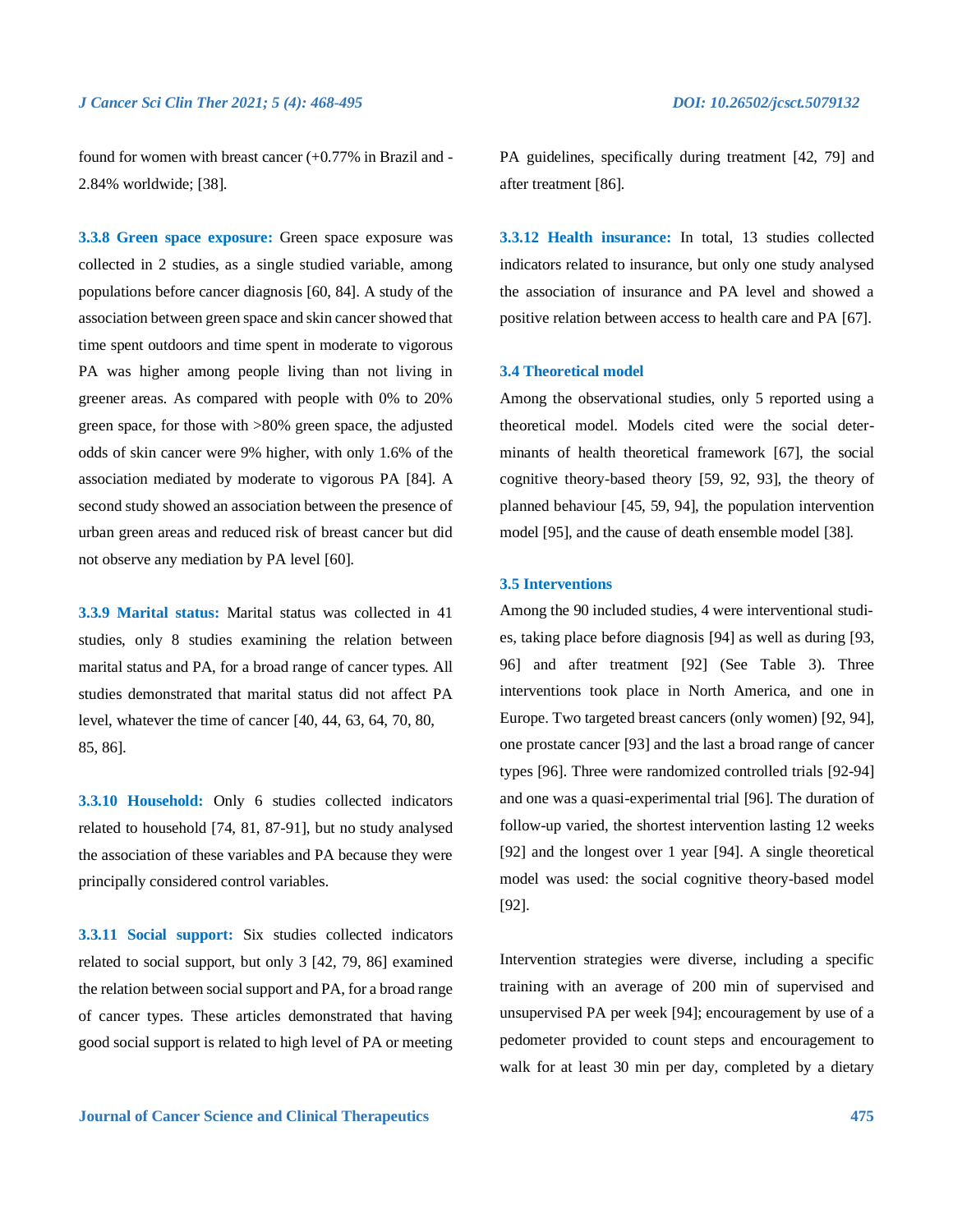found for women with breast cancer (+0.77% in Brazil and -2.84% worldwide; [38].

### 3.3.8 Green space exposure:

Green space exposure was collected in 2 studies, as a single studied variable, among populations before cancer diagnosis [60, 84]. A study of the association between green space and skin cancer showed that time spent outdoors and time spent in moderate to vigorous PA was higher among people living than not living in greener areas. As compared with people with 0% to 20% green space, for those with >80% green space, the adjusted odds of skin cancer were 9% higher, with only 1.6% of the association mediated by moderate to vigorous PA [84]. A second study showed an association between the presence of urban green areas and reduced risk of breast cancer but did not observe any mediation by PA level [60].

### 3.3.9 Marital status:

Marital status was collected in 41 studies, only 8 studies examining the relation between marital status and PA, for a broad range of cancer types. All studies demonstrated that marital status did not affect PA level, whatever the time of cancer [40, 44, 63, 64, 70, 80, 85, 86].

### 3.3.10 Household:

Only 6 studies collected indicators related to household [74, 81, 87-91], but no study analysed the association of these variables and PA because they were principally considered control variables.

### 3.3.11 Social support:

Six studies collected indicators related to social support, but only 3 [42, 79, 86] examined the relation between social support and PA, for a broad range of cancer types. These articles demonstrated that having good social support is related to high level of PA or meeting PA guidelines, specifically during treatment [42, 79] and after treatment [86].

### 3.3.12 Health insurance:

In total, 13 studies collected indicators related to insurance, but only one study analysed the association of insurance and PA level and showed a positive relation between access to health care and PA [67].

## 3.4 Theoretical model

Among the observational studies, only 5 reported using a theoretical model. Models cited were the social determinants of health theoretical framework [67], the social cognitive theory-based theory [59, 92, 93], the theory of planned behaviour [45, 59, 94], the population intervention model [95], and the cause of death ensemble model [38].

## 3.5 Interventions

Among the 90 included studies, 4 were interventional studies, taking place before diagnosis [94] as well as during [93, 96] and after treatment [92] (See Table 3). Three interventions took place in North America, and one in Europe. Two targeted breast cancers (only women) [92, 94], one prostate cancer [93] and the last a broad range of cancer types [96]. Three were randomized controlled trials [92-94] and one was a quasi-experimental trial [96]. The duration of follow-up varied, the shortest intervention lasting 12 weeks [92] and the longest over 1 year [94]. A single theoretical model was used: the social cognitive theory-based model [92].

Intervention strategies were diverse, including a specific training with an average of 200 min of supervised and unsupervised PA per week [94]; encouragement by use of a pedometer provided to count steps and encouragement to walk for at least 30 min per day, completed by a dietary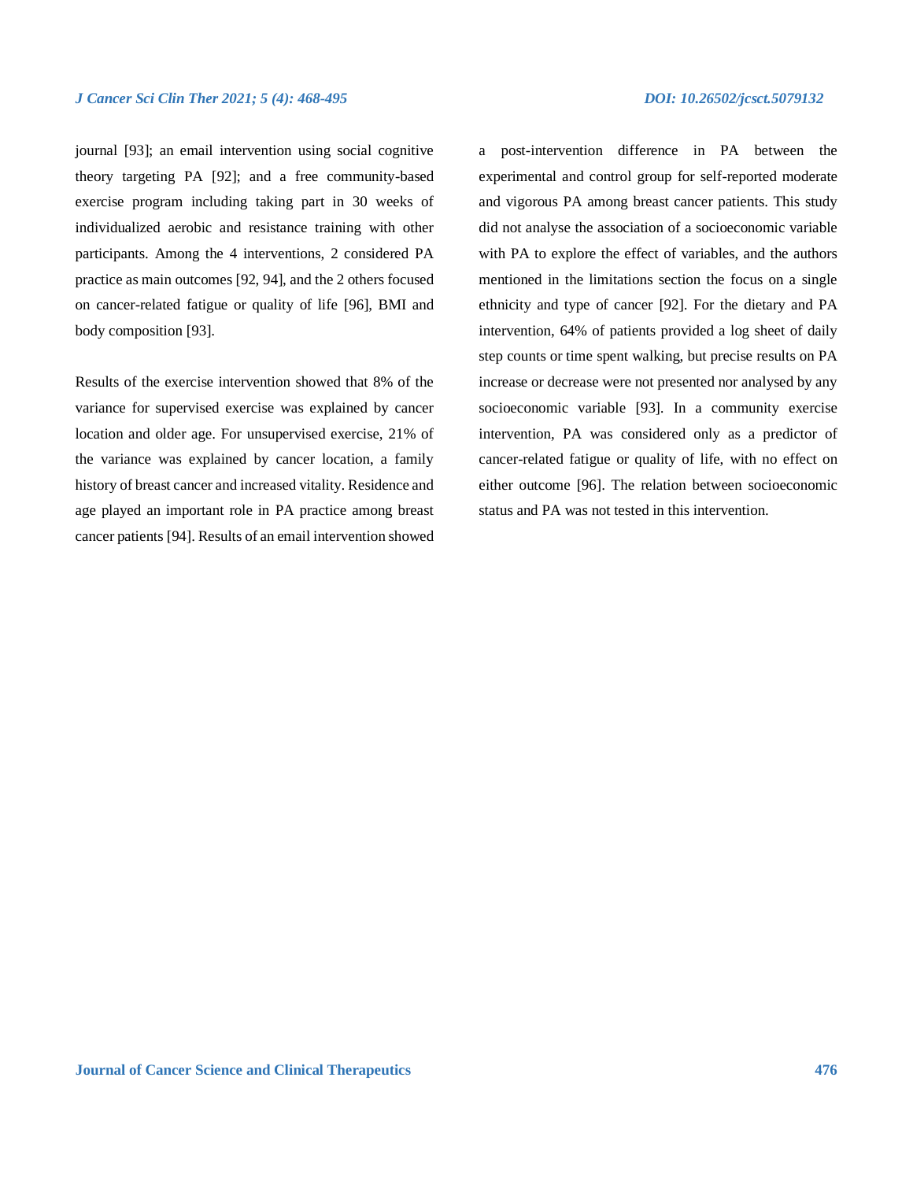journal [93]; an email intervention using social cognitive theory targeting PA [92]; and a free community-based exercise program including taking part in 30 weeks of individualized aerobic and resistance training with other participants. Among the 4 interventions, 2 considered PA practice as main outcomes [92, 94], and the 2 others focused on cancer-related fatigue or quality of life [96], BMI and body composition [93].

Results of the exercise intervention showed that 8% of the variance for supervised exercise was explained by cancer location and older age. For unsupervised exercise, 21% of the variance was explained by cancer location, a family history of breast cancer and increased vitality. Residence and age played an important role in PA practice among breast cancer patients [94]. Results of an email intervention showed a post-intervention difference in PA between the experimental and control group for self-reported moderate and vigorous PA among breast cancer patients. This study did not analyse the association of a socioeconomic variable with PA to explore the effect of variables, and the authors mentioned in the limitations section the focus on a single ethnicity and type of cancer [92]. For the dietary and PA intervention, 64% of patients provided a log sheet of daily step counts or time spent walking, but precise results on PA increase or decrease were not presented nor analysed by any socioeconomic variable [93]. In a community exercise intervention, PA was considered only as a predictor of cancer-related fatigue or quality of life, with no effect on either outcome [96]. The relation between socioeconomic status and PA was not tested in this intervention.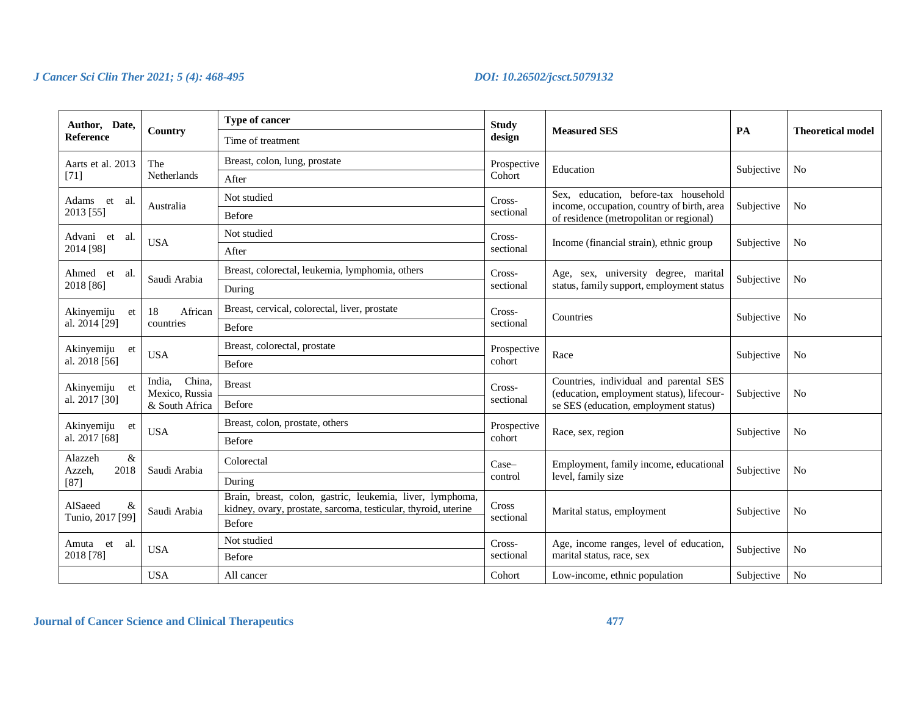| Author, Date, Reference | Country | Type of cancer | Time of treatment | Study design | Measured SES | PA | Theoretical model |
|---|---|---|---|---|---|---|---|
| Aarts et al. 2013 [71] | The Netherlands | Breast, colon, lung, prostate | After | Prospective Cohort | Education | Subjective | No |
| Adams et al. 2013 [55] | Australia | Not studied | Before | Cross-sectional | Sex, education, before-tax household income, occupation, country of birth, area of residence (metropolitan or regional) | Subjective | No |
| Advani et al. 2014 [98] | USA | Not studied | After | Cross-sectional | Income (financial strain), ethnic group | Subjective | No |
| Ahmed et al. 2018 [86] | Saudi Arabia | Breast, colorectal, leukemia, lymphomia, others | During | Cross-sectional | Age, sex, university degree, marital status, family support, employment status | Subjective | No |
| Akinyemiju et al. 2014 [29] | 18 African countries | Breast, cervical, colorectal, liver, prostate | Before | Cross-sectional | Countries | Subjective | No |
| Akinyemiju et al. 2018 [56] | USA | Breast, colorectal, prostate | Before | Prospective cohort | Race | Subjective | No |
| Akinyemiju et al. 2017 [30] | India, China, Mexico, Russia & South Africa | Breast | Before | Cross-sectional | Countries, individual and parental SES (education, employment status), lifecourse SES (education, employment status) | Subjective | No |
| Akinyemiju et al. 2017 [68] | USA | Breast, colon, prostate, others | Before | Prospective cohort | Race, sex, region | Subjective | No |
| Alazzeh & Azzeh, 2018 [87] | Saudi Arabia | Colorectal | During | Case–control | Employment, family income, educational level, family size | Subjective | No |
| AlSaeed & Tunio, 2017 [99] | Saudi Arabia | Brain, breast, colon, gastric, leukemia, liver, lymphoma, kidney, ovary, prostate, sarcoma, testicular, thyroid, uterine | Before | Cross sectional | Marital status, employment | Subjective | No |
| Amuta et al. 2018 [78] | USA | Not studied | Before | Cross-sectional | Age, income ranges, level of education, marital status, race, sex | Subjective | No |
| | USA | All cancer | | Cohort | Low-income, ethnic population | Subjective | No |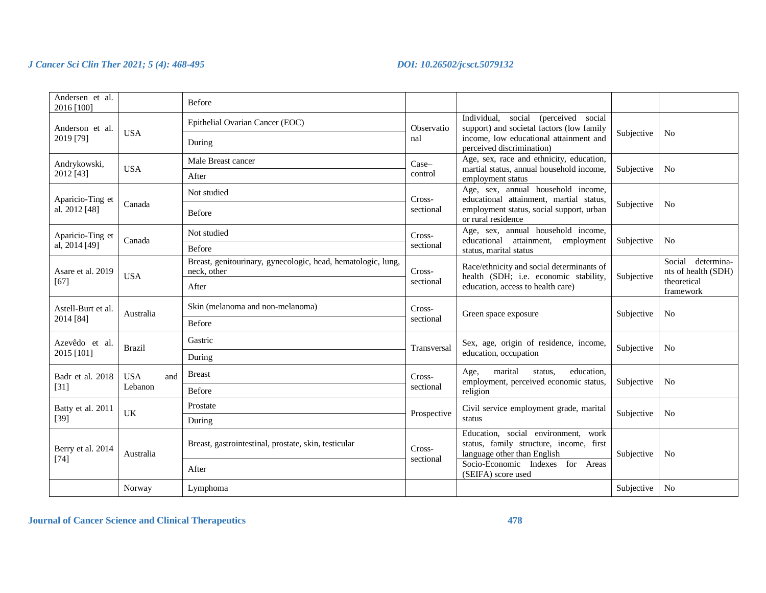| Andersen et al. 2016 [100] | | Before | | | | |
|---|---|---|---|---|---|---|
| Anderson et al. 2019 [79] | USA | Epithelial Ovarian Cancer (EOC) | Observational | Individual, social (perceived social support) and societal factors (low family income, low educational attainment and perceived discrimination) | Subjective | No |
| | | During | | | | |
| Andrykowski, 2012 [43] | USA | Male Breast cancer | Case–control | Age, sex, race and ethnicity, education, martial status, annual household income, employment status | Subjective | No |
| | | After | | | | |
| Aparicio-Ting et al. 2012 [48] | Canada | Not studied | Cross-sectional | Age, sex, annual household income, educational attainment, martial status, employment status, social support, urban or rural residence | Subjective | No |
| | | Before | | | | |
| Aparicio-Ting et al, 2014 [49] | Canada | Not studied | Cross-sectional | Age, sex, annual household income, educational attainment, employment status, marital status | Subjective | No |
| | | Before | | | | |
| Asare et al. 2019 [67] | USA | Breast, genitourinary, gynecologic, head, hematologic, lung, neck, other | Cross-sectional | Race/ethnicity and social determinants of health (SDH; i.e. economic stability, education, access to health care) | Subjective | Social determinants of health (SDH) theoretical framework |
| | | After | | | | |
| Astell-Burt et al. 2014 [84] | Australia | Skin (melanoma and non-melanoma) | Cross-sectional | Green space exposure | Subjective | No |
| | | Before | | | | |
| Azevêdo et al. 2015 [101] | Brazil | Gastric | Transversal | Sex, age, origin of residence, income, education, occupation | Subjective | No |
| | | During | | | | |
| Badr et al. 2018 [31] | USA and Lebanon | Breast | Cross-sectional | Age, marital status, education, employment, perceived economic status, religion | Subjective | No |
| | | Before | | | | |
| Batty et al. 2011 [39] | UK | Prostate | Prospective | Civil service employment grade, marital status | Subjective | No |
| | | During | | | | |
| Berry et al. 2014 [74] | Australia | Breast, gastrointestinal, prostate, skin, testicular | Cross-sectional | Education, social environment, work status, family structure, income, first language other than English | Subjective | No |
| | | After | | Socio-Economic Indexes for Areas (SEIFA) score used | | |
| | Norway | Lymphoma | | | Subjective | No |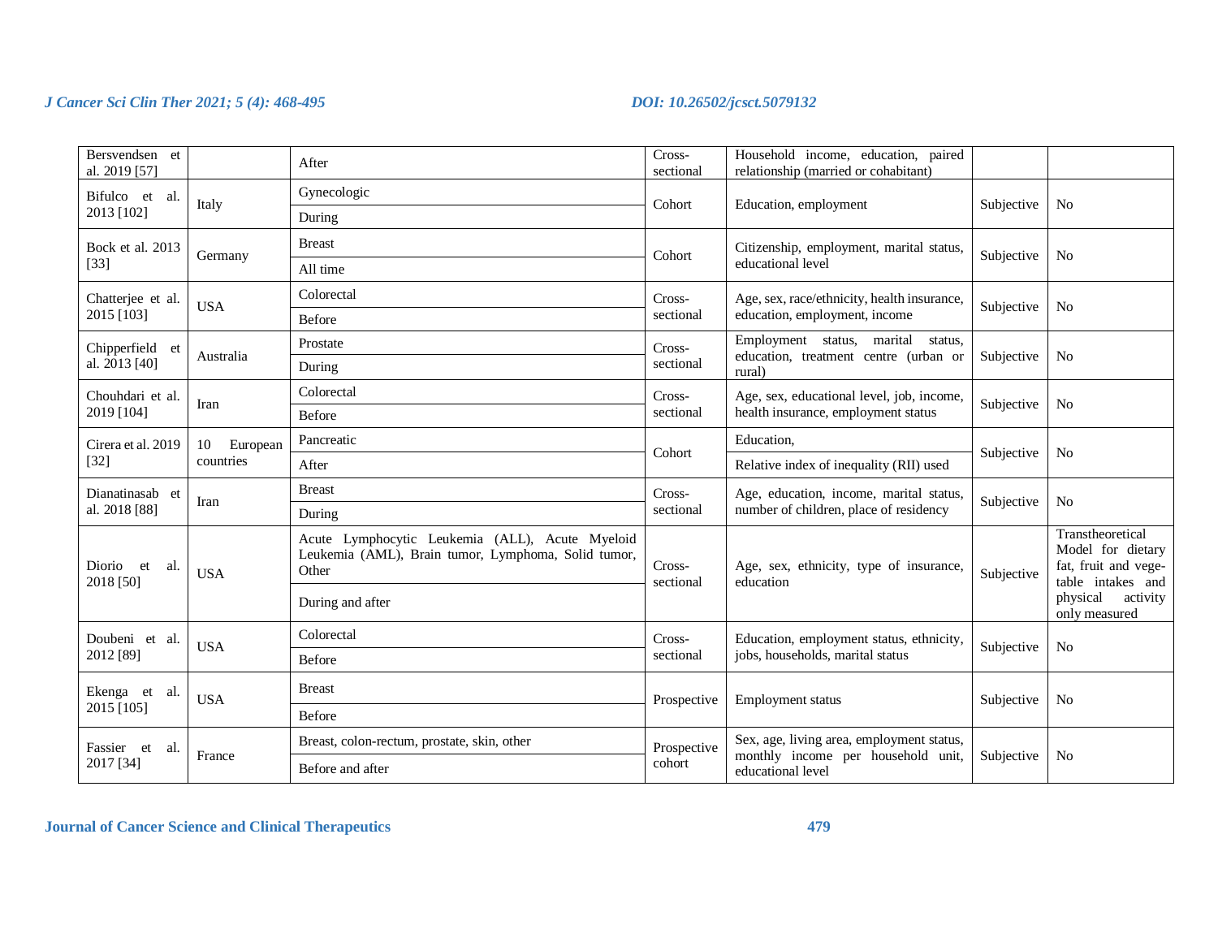| Bersvendsen et al. 2019 [57] | | After | Cross-sectional | Household income, education, paired relationship (married or cohabitant) | | |
|---|---|---|---|---|---|---|
| Bifulco et al. 2013 [102] | Italy | Gynecologic | Cohort | Education, employment | Subjective | No |
| | | During | | | | |
| Bock et al. 2013 [33] | Germany | Breast | Cohort | Citizenship, employment, marital status, educational level | Subjective | No |
| | | All time | | | | |
| Chatterjee et al. 2015 [103] | USA | Colorectal | Cross-sectional | Age, sex, race/ethnicity, health insurance, education, employment, income | Subjective | No |
| | | Before | | | | |
| Chipperfield et al. 2013 [40] | Australia | Prostate | Cross-sectional | Employment status, marital status, education, treatment centre (urban or rural) | Subjective | No |
| | | During | | | | |
| Chouhdari et al. 2019 [104] | Iran | Colorectal | Cross-sectional | Age, sex, educational level, job, income, health insurance, employment status | Subjective | No |
| | | Before | | | | |
| Cirera et al. 2019 [32] | 10 European countries | Pancreatic | Cohort | Education, | Subjective | No |
| | | After | | Relative index of inequality (RII) used | | |
| Dianatinasab et al. 2018 [88] | Iran | Breast | Cross-sectional | Age, education, income, marital status, number of children, place of residency | Subjective | No |
| | | During | | | | |
| Diorio et al. 2018 [50] | USA | Acute Lymphocytic Leukemia (ALL), Acute Myeloid Leukemia (AML), Brain tumor, Lymphoma, Solid tumor, Other | Cross-sectional | Age, sex, ethnicity, type of insurance, education | Subjective | Transtheoretical Model for dietary fat, fruit and vegetable intakes and physical activity only measured |
| | | During and after | | | | |
| Doubeni et al. 2012 [89] | USA | Colorectal | Cross-sectional | Education, employment status, ethnicity, jobs, households, marital status | Subjective | No |
| | | Before | | | | |
| Ekenga et al. 2015 [105] | USA | Breast | Prospective | Employment status | Subjective | No |
| | | Before | | | | |
| Fassier et al. 2017 [34] | France | Breast, colon-rectum, prostate, skin, other | Prospective cohort | Sex, age, living area, employment status, monthly income per household unit, educational level | Subjective | No |
| | | Before and after | | | | |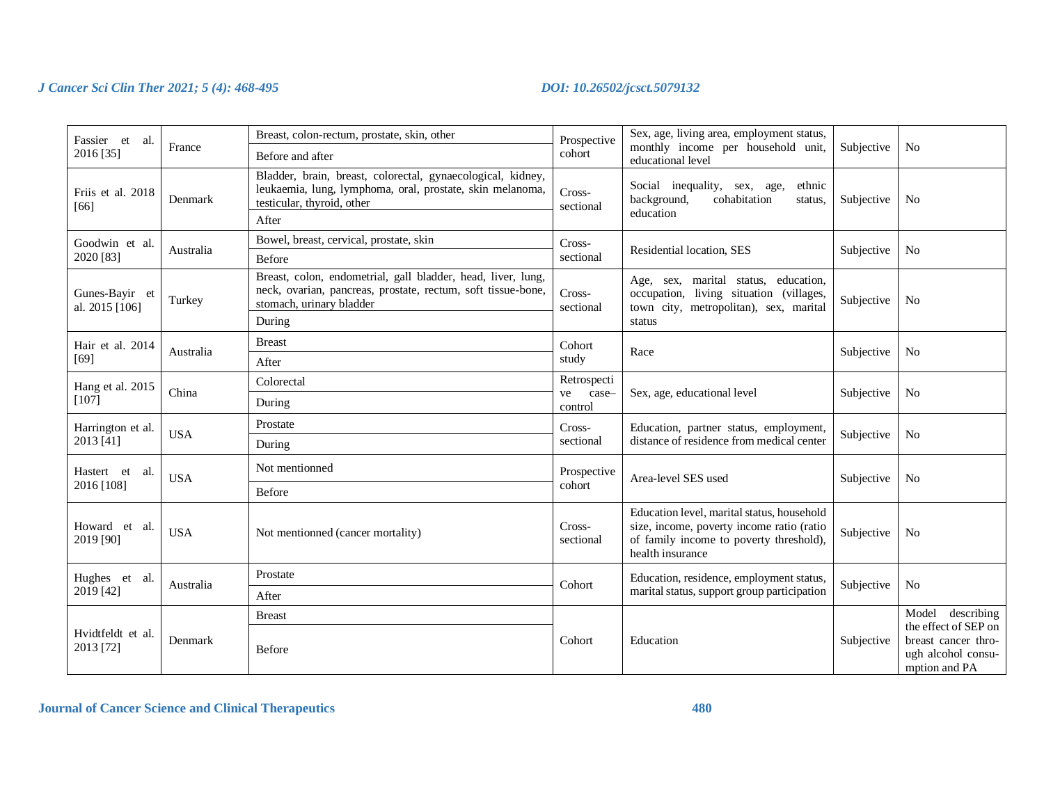| Fassier et al. 2016 [35] | France | Breast, colon-rectum, prostate, skin, other<br>Before and after | Prospective cohort | Sex, age, living area, employment status, monthly income per household unit, educational level | Subjective | No |
|---|---|---|---|---|---|---|
| Friis et al. 2018 [66] | Denmark | Bladder, brain, breast, colorectal, gynaecological, kidney, leukaemia, lung, lymphoma, oral, prostate, skin melanoma, testicular, thyroid, other<br>After | Cross-sectional | Social inequality, sex, age, ethnic background, cohabitation status, education | Subjective | No |
| Goodwin et al. 2020 [83] | Australia | Bowel, breast, cervical, prostate, skin<br>Before | Cross-sectional | Residential location, SES | Subjective | No |
| Gunes-Bayir et al. 2015 [106] | Turkey | Breast, colon, endometrial, gall bladder, head, liver, lung, neck, ovarian, pancreas, prostate, rectum, soft tissue-bone, stomach, urinary bladder<br>During | Cross-sectional | Age, sex, marital status, education, occupation, living situation (villages, town city, metropolitan), sex, marital status | Subjective | No |
| Hair et al. 2014 [69] | Australia | Breast<br>After | Cohort study | Race | Subjective | No |
| Hang et al. 2015 [107] | China | Colorectal<br>During | Retrospective case–control | Sex, age, educational level | Subjective | No |
| Harrington et al. 2013 [41] | USA | Prostate<br>During | Cross-sectional | Education, partner status, employment, distance of residence from medical center | Subjective | No |
| Hastert et al. 2016 [108] | USA | Not mentionned<br>Before | Prospective cohort | Area-level SES used | Subjective | No |
| Howard et al. 2019 [90] | USA | Not mentionned (cancer mortality) | Cross-sectional | Education level, marital status, household size, income, poverty income ratio (ratio of family income to poverty threshold), health insurance | Subjective | No |
| Hughes et al. 2019 [42] | Australia | Prostate<br>After | Cohort | Education, residence, employment status, marital status, support group participation | Subjective | No |
| Hvidtfeldt et al. 2013 [72] | Denmark | Breast<br>Before | Cohort | Education | Subjective | Model describing the effect of SEP on breast cancer through alcohol consumption and PA |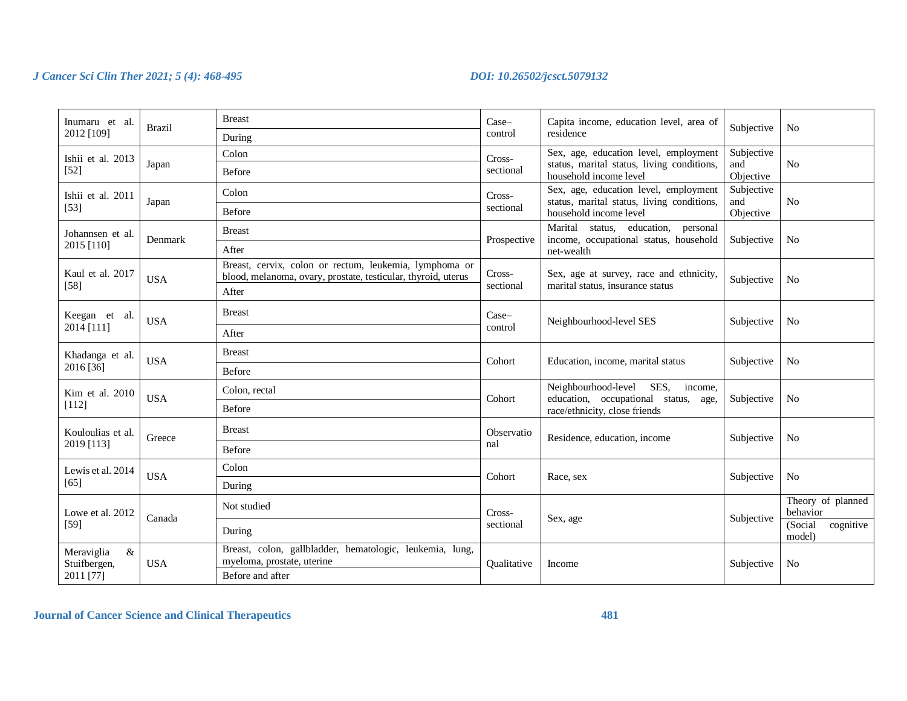| | | | | | | |
|---|---|---|---|---|---|---|
| Inumaru et al. 2012 [109] | Brazil | Breast | Case–control | Capita income, education level, area of residence | Subjective | No |
| | | During | | | | |
| Ishii et al. 2013 [52] | Japan | Colon | Cross-sectional | Sex, age, education level, employment status, marital status, living conditions, household income level | Subjective and Objective | No |
| | | Before | | | | |
| Ishii et al. 2011 [53] | Japan | Colon | Cross-sectional | Sex, age, education level, employment status, marital status, living conditions, household income level | Subjective and Objective | No |
| | | Before | | | | |
| Johannsen et al. 2015 [110] | Denmark | Breast | Prospective | Marital status, education, personal income, occupational status, household net-wealth | Subjective | No |
| | | After | | | | |
| Kaul et al. 2017 [58] | USA | Breast, cervix, colon or rectum, leukemia, lymphoma or blood, melanoma, ovary, prostate, testicular, thyroid, uterus | Cross-sectional | Sex, age at survey, race and ethnicity, marital status, insurance status | Subjective | No |
| | | After | | | | |
| Keegan et al. 2014 [111] | USA | Breast | Case–control | Neighbourhood-level SES | Subjective | No |
| | | After | | | | |
| Khadanga et al. 2016 [36] | USA | Breast | Cohort | Education, income, marital status | Subjective | No |
| | | Before | | | | |
| Kim et al. 2010 [112] | USA | Colon, rectal | Cohort | Neighbourhood-level SES, income, education, occupational status, age, race/ethnicity, close friends | Subjective | No |
| | | Before | | | | |
| Kouloulias et al. 2019 [113] | Greece | Breast | Observational | Residence, education, income | Subjective | No |
| | | Before | | | | |
| Lewis et al. 2014 [65] | USA | Colon | Cohort | Race, sex | Subjective | No |
| | | During | | | | |
| Lowe et al. 2012 [59] | Canada | Not studied | Cross-sectional | Sex, age | Subjective | Theory of planned behavior |
| | | During | | | | (Social cognitive model) |
| Meraviglia & Stuifbergen, 2011 [77] | USA | Breast, colon, gallbladder, hematologic, leukemia, lung, myeloma, prostate, uterine | Qualitative | Income | Subjective | No |
| | | Before and after | | | | |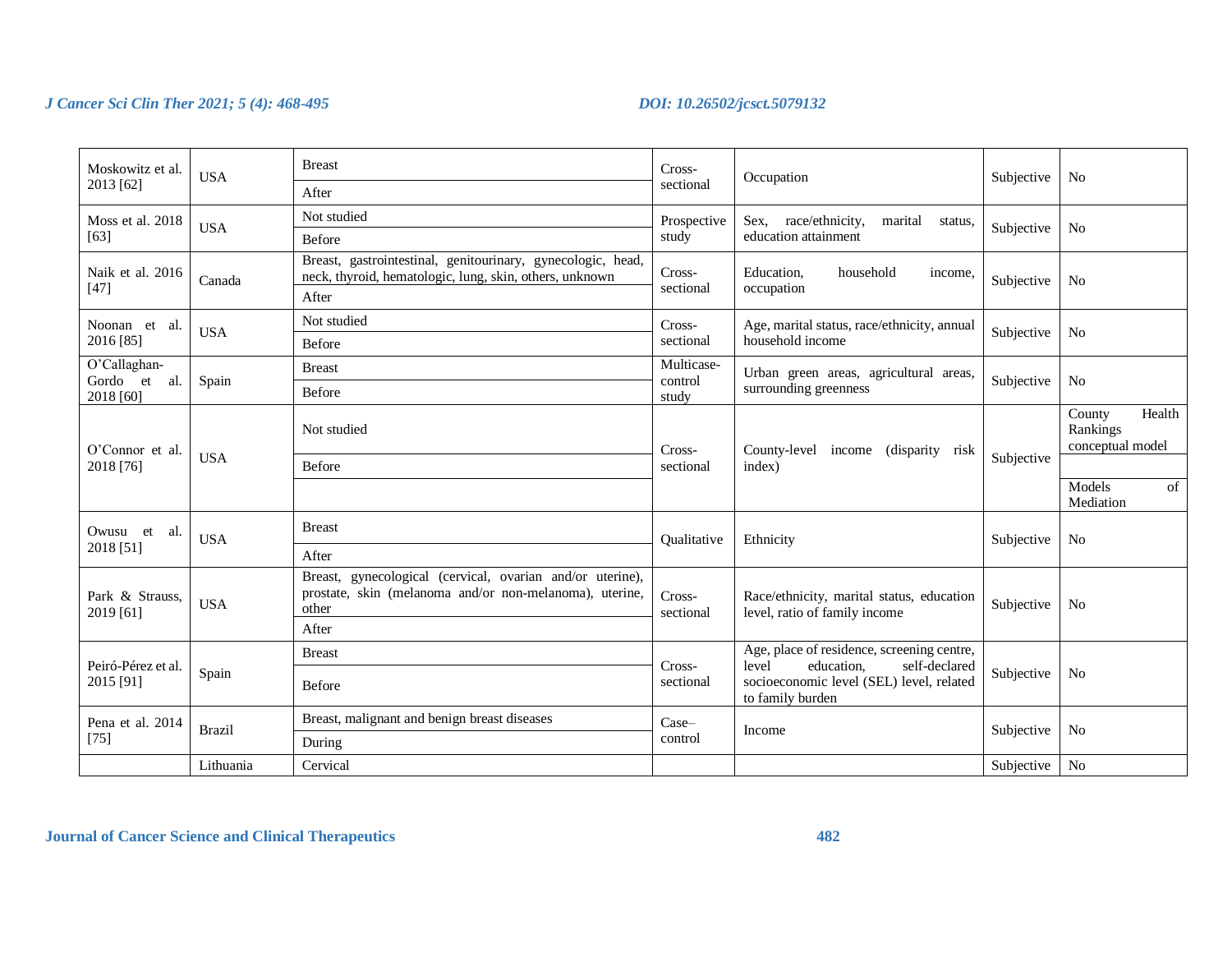| | | | | | | |
|---|---|---|---|---|---|---|
| Moskowitz et al. 2013 [62] | USA | Breast<br>After | Cross-sectional | Occupation | Subjective | No |
| Moss et al. 2018 [63] | USA | Not studied<br>Before | Prospective study | Sex, race/ethnicity, marital status, education attainment | Subjective | No |
| Naik et al. 2016 [47] | Canada | Breast, gastrointestinal, genitourinary, gynecologic, head, neck, thyroid, hematologic, lung, skin, others, unknown<br>After | Cross-sectional | Education, household income, occupation | Subjective | No |
| Noonan et al. 2016 [85] | USA | Not studied<br>Before | Cross-sectional | Age, marital status, race/ethnicity, annual household income | Subjective | No |
| O'Callaghan-Gordo et al. 2018 [60] | Spain | Breast<br>Before | Multicase-control study | Urban green areas, agricultural areas, surrounding greenness | Subjective | No |
| O'Connor et al. 2018 [76] | USA | Not studied<br>Before | Cross-sectional | County-level income (disparity risk index) | Subjective | County Health Rankings conceptual model<br>Models of Mediation |
| Owusu et al. 2018 [51] | USA | Breast<br>After | Qualitative | Ethnicity | Subjective | No |
| Park & Strauss, 2019 [61] | USA | Breast, gynecological (cervical, ovarian and/or uterine), prostate, skin (melanoma and/or non-melanoma), uterine, other<br>After | Cross-sectional | Race/ethnicity, marital status, education level, ratio of family income | Subjective | No |
| Peiró-Pérez et al. 2015 [91] | Spain | Breast<br>Before | Cross-sectional | Age, place of residence, screening centre, level education, self-declared socioeconomic level (SEL) level, related to family burden | Subjective | No |
| Pena et al. 2014 [75] | Brazil | Breast, malignant and benign breast diseases<br>During | Case–control | Income | Subjective | No |
| | Lithuania | Cervical | | | Subjective | No |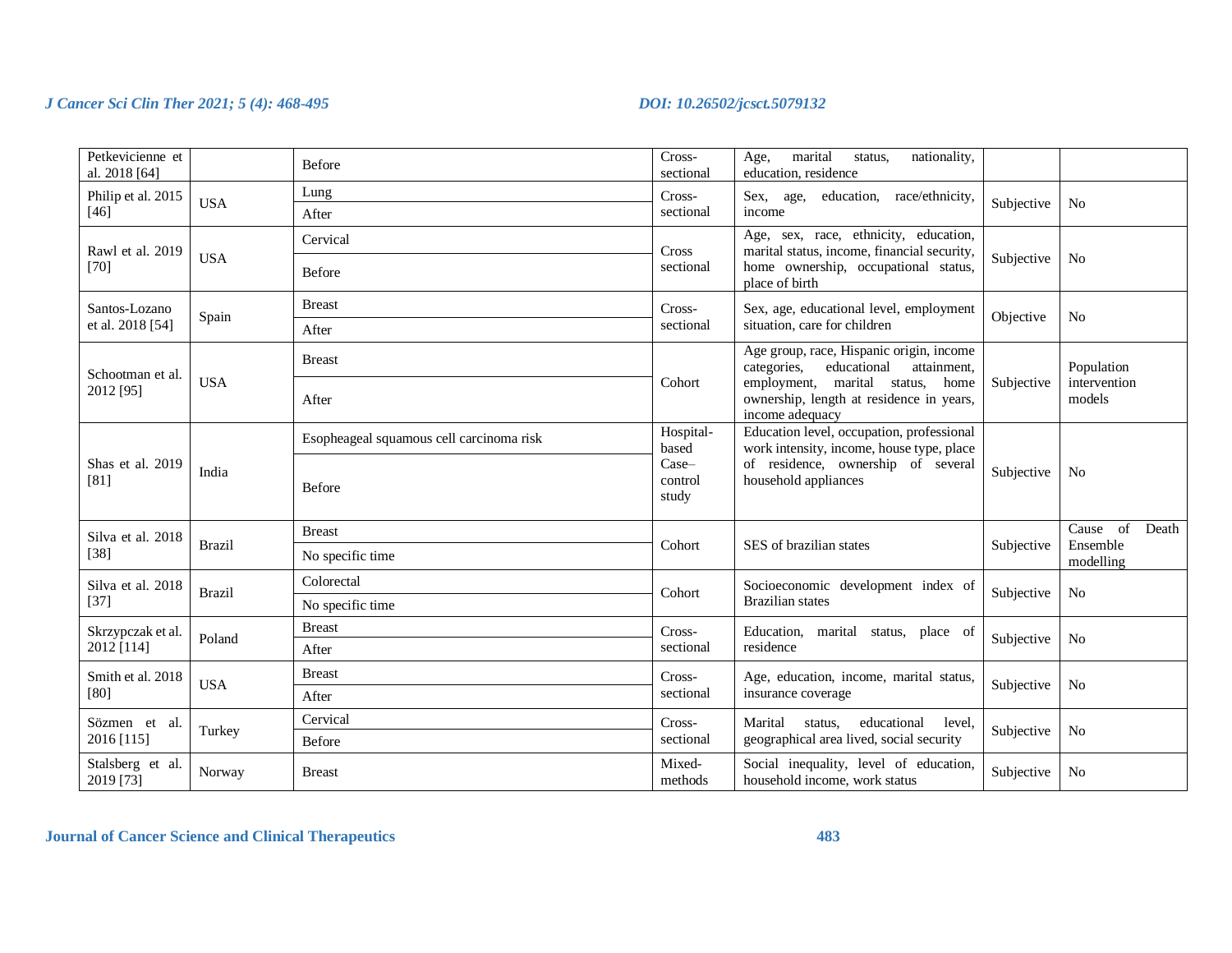| | | | | | | |
|---|---|---|---|---|---|---|
| Petkevicienne et al. 2018 [64] | | Before | Cross-sectional | Age, marital status, nationality, education, residence | | |
| Philip et al. 2015 [46] | USA | Lung<br>After | Cross-sectional | Sex, age, education, race/ethnicity, income | Subjective | No |
| Rawl et al. 2019 [70] | USA | Cervical<br>Before | Cross sectional | Age, sex, race, ethnicity, education, marital status, income, financial security, home ownership, occupational status, place of birth | Subjective | No |
| Santos-Lozano et al. 2018 [54] | Spain | Breast<br>After | Cross-sectional | Sex, age, educational level, employment situation, care for children | Objective | No |
| Schootman et al. 2012 [95] | USA | Breast<br>After | Cohort | Age group, race, Hispanic origin, income categories, educational attainment, employment, marital status, home ownership, length at residence in years, income adequacy | Subjective | Population intervention models |
| Shas et al. 2019 [81] | India | Esopheageal squamous cell carcinoma risk<br>Before | Hospital-based Case–control study | Education level, occupation, professional work intensity, income, house type, place of residence, ownership of several household appliances | Subjective | No |
| Silva et al. 2018 [38] | Brazil | Breast<br>No specific time | Cohort | SES of brazilian states | Subjective | Cause of Death Ensemble modelling |
| Silva et al. 2018 [37] | Brazil | Colorectal<br>No specific time | Cohort | Socioeconomic development index of Brazilian states | Subjective | No |
| Skrzypczak et al. 2012 [114] | Poland | Breast<br>After | Cross-sectional | Education, marital status, place of residence | Subjective | No |
| Smith et al. 2018 [80] | USA | Breast<br>After | Cross-sectional | Age, education, income, marital status, insurance coverage | Subjective | No |
| Sözmen et al. 2016 [115] | Turkey | Cervical<br>Before | Cross-sectional | Marital status, educational level, geographical area lived, social security | Subjective | No |
| Stalsberg et al. 2019 [73] | Norway | Breast | Mixed-methods | Social inequality, level of education, household income, work status | Subjective | No |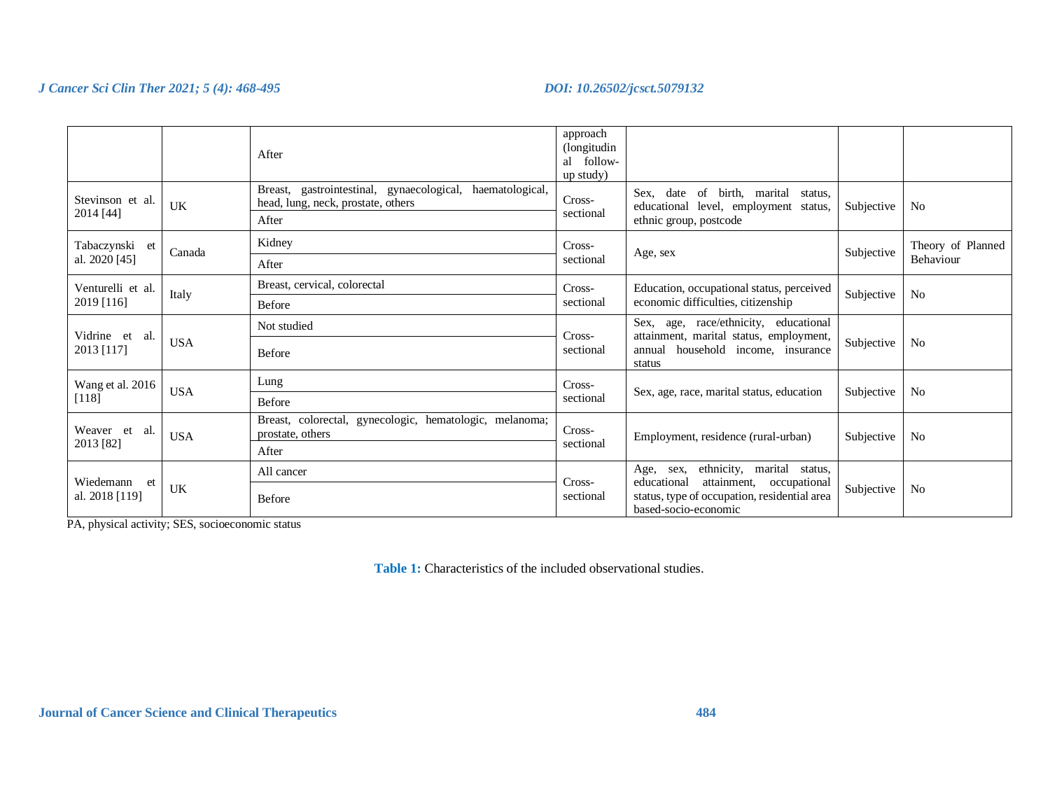| | | | | | | |
|---|---|---|---|---|---|---|
| | | After | approach (longitudinal follow-up study) | | | |
| Stevinson et al. 2014 [44] | UK | Breast, gastrointestinal, gynaecological, haematological, head, lung, neck, prostate, others | Cross-sectional | Sex, date of birth, marital status, educational level, employment status, ethnic group, postcode | Subjective | No |
| | | After | | | | |
| Tabaczynski et al. 2020 [45] | Canada | Kidney | Cross-sectional | Age, sex | Subjective | Theory of Planned Behaviour |
| | | After | | | | |
| Venturelli et al. 2019 [116] | Italy | Breast, cervical, colorectal | Cross-sectional | Education, occupational status, perceived economic difficulties, citizenship | Subjective | No |
| | | Before | | | | |
| Vidrine et al. 2013 [117] | USA | Not studied | Cross-sectional | Sex, age, race/ethnicity, educational attainment, marital status, employment, annual household income, insurance status | Subjective | No |
| | | Before | | | | |
| Wang et al. 2016 [118] | USA | Lung | Cross-sectional | Sex, age, race, marital status, education | Subjective | No |
| | | Before | | | | |
| Weaver et al. 2013 [82] | USA | Breast, colorectal, gynecologic, hematologic, melanoma; prostate, others | Cross-sectional | Employment, residence (rural-urban) | Subjective | No |
| | | After | | | | |
| Wiedemann et al. 2018 [119] | UK | All cancer | Cross-sectional | Age, sex, ethnicity, marital status, educational attainment, occupational status, type of occupation, residential area based-socio-economic | Subjective | No |
| | | Before | | | | |

PA, physical activity; SES, socioeconomic status

**Table 1:** Characteristics of the included observational studies.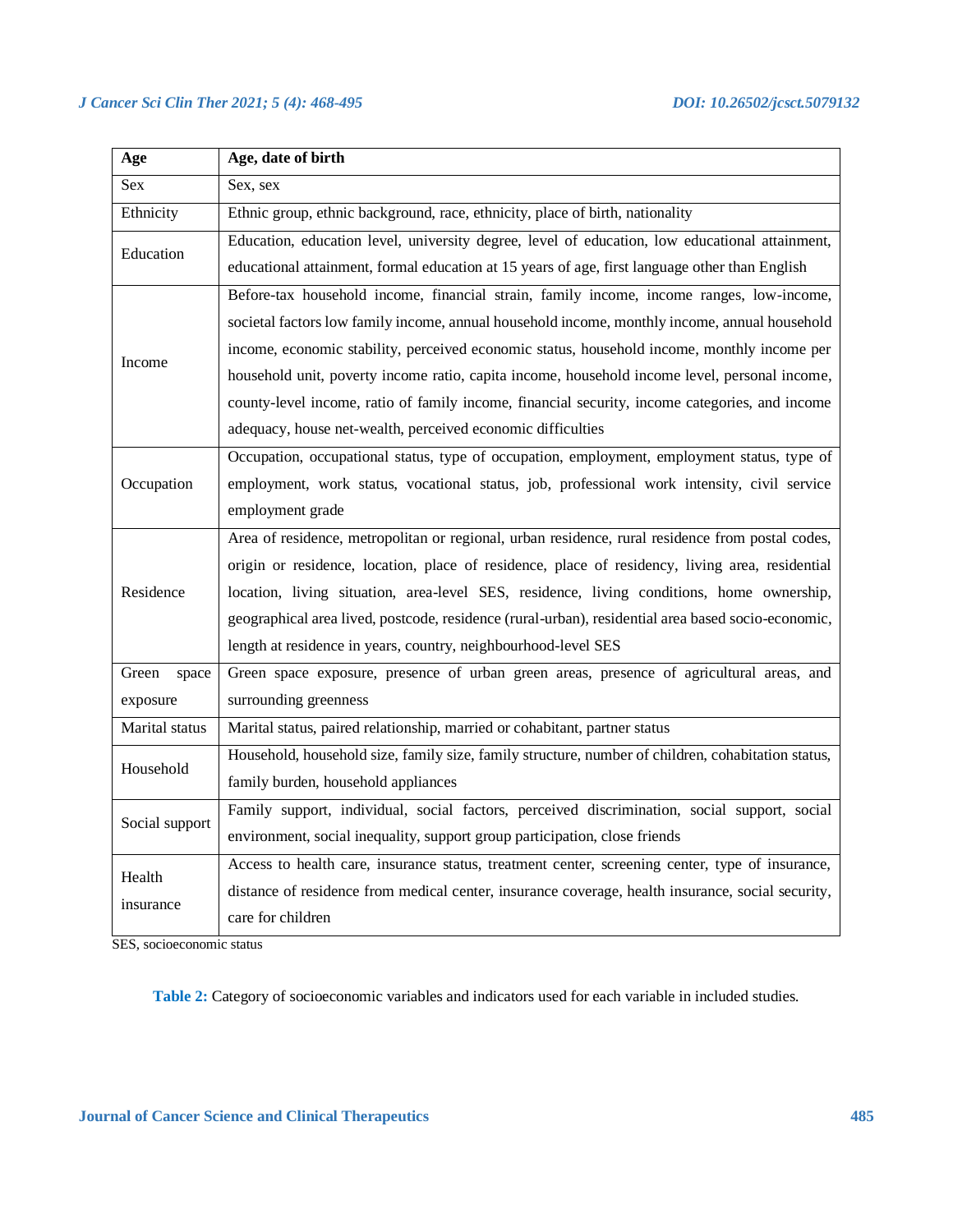| Age | Age, date of birth |
|---|---|
| Sex | Sex, sex |
| Ethnicity | Ethnic group, ethnic background, race, ethnicity, place of birth, nationality |
| Education | Education, education level, university degree, level of education, low educational attainment, educational attainment, formal education at 15 years of age, first language other than English |
| Income | Before-tax household income, financial strain, family income, income ranges, low-income, societal factors low family income, annual household income, monthly income, annual household income, economic stability, perceived economic status, household income, monthly income per household unit, poverty income ratio, capita income, household income level, personal income, county-level income, ratio of family income, financial security, income categories, and income adequacy, house net-wealth, perceived economic difficulties |
| Occupation | Occupation, occupational status, type of occupation, employment, employment status, type of employment, work status, vocational status, job, professional work intensity, civil service employment grade |
| Residence | Area of residence, metropolitan or regional, urban residence, rural residence from postal codes, origin or residence, location, place of residence, place of residency, living area, residential location, living situation, area-level SES, residence, living conditions, home ownership, geographical area lived, postcode, residence (rural-urban), residential area based socio-economic, length at residence in years, country, neighbourhood-level SES |
| Green space exposure | Green space exposure, presence of urban green areas, presence of agricultural areas, and surrounding greenness |
| Marital status | Marital status, paired relationship, married or cohabitant, partner status |
| Household | Household, household size, family size, family structure, number of children, cohabitation status, family burden, household appliances |
| Social support | Family support, individual, social factors, perceived discrimination, social support, social environment, social inequality, support group participation, close friends |
| Health insurance | Access to health care, insurance status, treatment center, screening center, type of insurance, distance of residence from medical center, insurance coverage, health insurance, social security, care for children |

SES, socioeconomic status

**Table 2:** Category of socioeconomic variables and indicators used for each variable in included studies.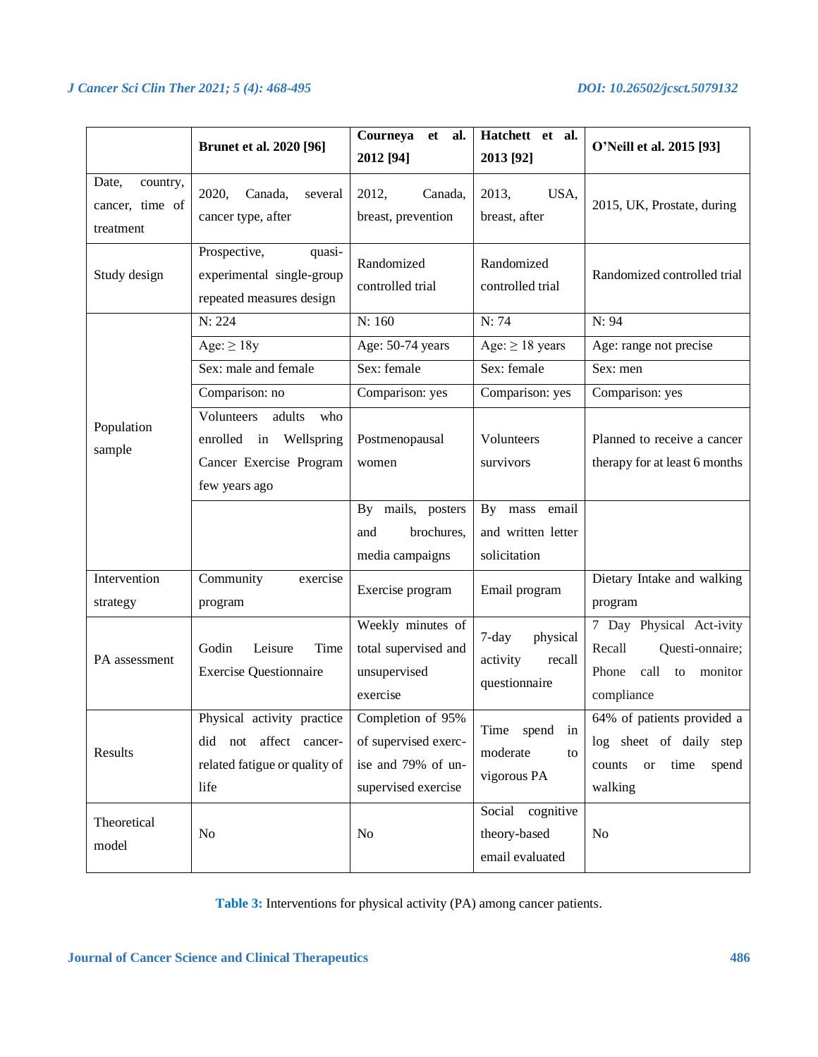| | **Brunet et al. 2020 [96]** | **Courneya et al. 2012 [94]** | **Hatchett et al. 2013 [92]** | **O'Neill et al. 2015 [93]** |
|---|---|---|---|---|
| Date, country, cancer, time of treatment | 2020, Canada, several cancer type, after | 2012, Canada, breast, prevention | 2013, USA, breast, after | 2015, UK, Prostate, during |
| Study design | Prospective, quasi-experimental single-group repeated measures design | Randomized controlled trial | Randomized controlled trial | Randomized controlled trial |
| Population sample | N: 224 | N: 160 | N: 74 | N: 94 |
| | Age: ≥ 18y | Age: 50-74 years | Age: ≥ 18 years | Age: range not precise |
| | Sex: male and female | Sex: female | Sex: female | Sex: men |
| | Comparison: no | Comparison: yes | Comparison: yes | Comparison: yes |
| | Volunteers adults who enrolled in Wellspring Cancer Exercise Program few years ago | Postmenopausal women | Volunteers survivors | Planned to receive a cancer therapy for at least 6 months |
| | | By mails, posters and brochures, media campaigns | By mass email and written letter solicitation | |
| Intervention strategy | Community exercise program | Exercise program | Email program | Dietary Intake and walking program |
| PA assessment | Godin Leisure Time Exercise Questionnaire | Weekly minutes of total supervised and unsupervised exercise | 7-day physical activity recall questionnaire | 7 Day Physical Act-ivity Recall Questi-onnaire; Phone call to monitor compliance |
| Results | Physical activity practice did not affect cancer-related fatigue or quality of life | Completion of 95% of supervised exerc-ise and 79% of un-supervised exercise | Time spend in moderate to vigorous PA | 64% of patients provided a log sheet of daily step counts or time spend walking |
| Theoretical model | No | No | Social cognitive theory-based email evaluated | No |

**Table 3:** Interventions for physical activity (PA) among cancer patients.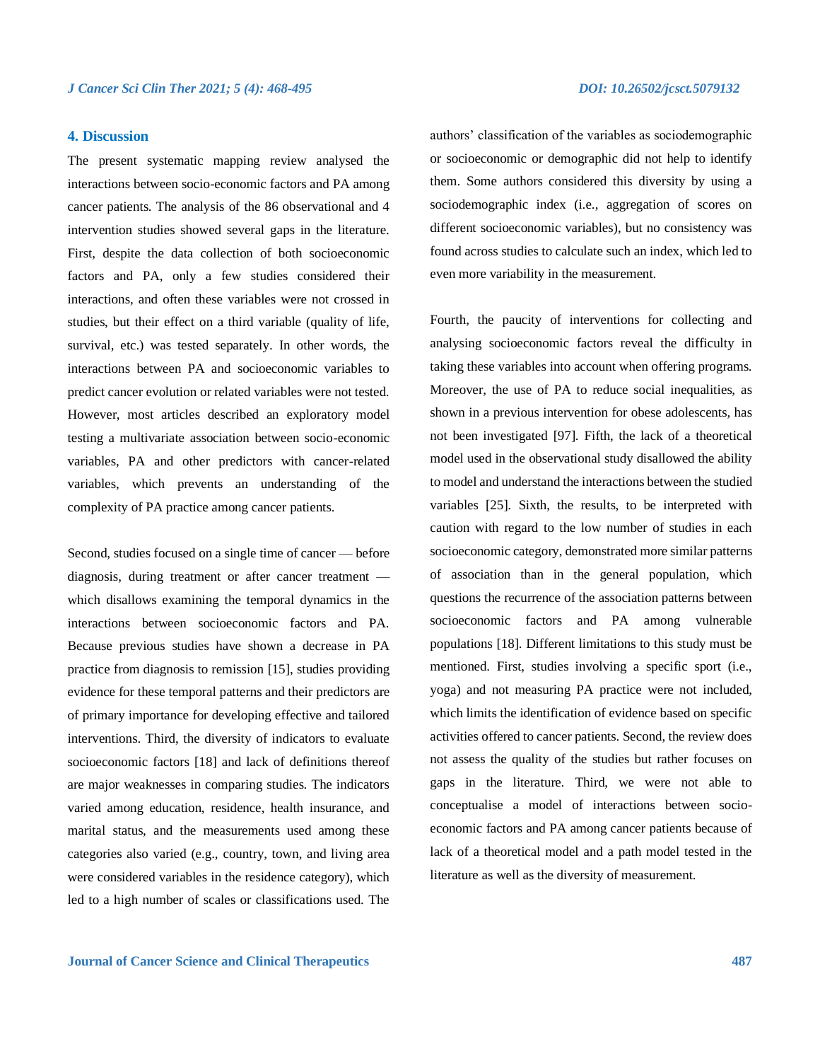## 4. Discussion

The present systematic mapping review analysed the interactions between socio-economic factors and PA among cancer patients. The analysis of the 86 observational and 4 intervention studies showed several gaps in the literature. First, despite the data collection of both socioeconomic factors and PA, only a few studies considered their interactions, and often these variables were not crossed in studies, but their effect on a third variable (quality of life, survival, etc.) was tested separately. In other words, the interactions between PA and socioeconomic variables to predict cancer evolution or related variables were not tested. However, most articles described an exploratory model testing a multivariate association between socio-economic variables, PA and other predictors with cancer-related variables, which prevents an understanding of the complexity of PA practice among cancer patients.

Second, studies focused on a single time of cancer — before diagnosis, during treatment or after cancer treatment — which disallows examining the temporal dynamics in the interactions between socioeconomic factors and PA. Because previous studies have shown a decrease in PA practice from diagnosis to remission [15], studies providing evidence for these temporal patterns and their predictors are of primary importance for developing effective and tailored interventions. Third, the diversity of indicators to evaluate socioeconomic factors [18] and lack of definitions thereof are major weaknesses in comparing studies. The indicators varied among education, residence, health insurance, and marital status, and the measurements used among these categories also varied (e.g., country, town, and living area were considered variables in the residence category), which led to a high number of scales or classifications used. The authors' classification of the variables as sociodemographic or socioeconomic or demographic did not help to identify them. Some authors considered this diversity by using a sociodemographic index (i.e., aggregation of scores on different socioeconomic variables), but no consistency was found across studies to calculate such an index, which led to even more variability in the measurement.

Fourth, the paucity of interventions for collecting and analysing socioeconomic factors reveal the difficulty in taking these variables into account when offering programs. Moreover, the use of PA to reduce social inequalities, as shown in a previous intervention for obese adolescents, has not been investigated [97]. Fifth, the lack of a theoretical model used in the observational study disallowed the ability to model and understand the interactions between the studied variables [25]. Sixth, the results, to be interpreted with caution with regard to the low number of studies in each socioeconomic category, demonstrated more similar patterns of association than in the general population, which questions the recurrence of the association patterns between socioeconomic factors and PA among vulnerable populations [18]. Different limitations to this study must be mentioned. First, studies involving a specific sport (i.e., yoga) and not measuring PA practice were not included, which limits the identification of evidence based on specific activities offered to cancer patients. Second, the review does not assess the quality of the studies but rather focuses on gaps in the literature. Third, we were not able to conceptualise a model of interactions between socio-economic factors and PA among cancer patients because of lack of a theoretical model and a path model tested in the literature as well as the diversity of measurement.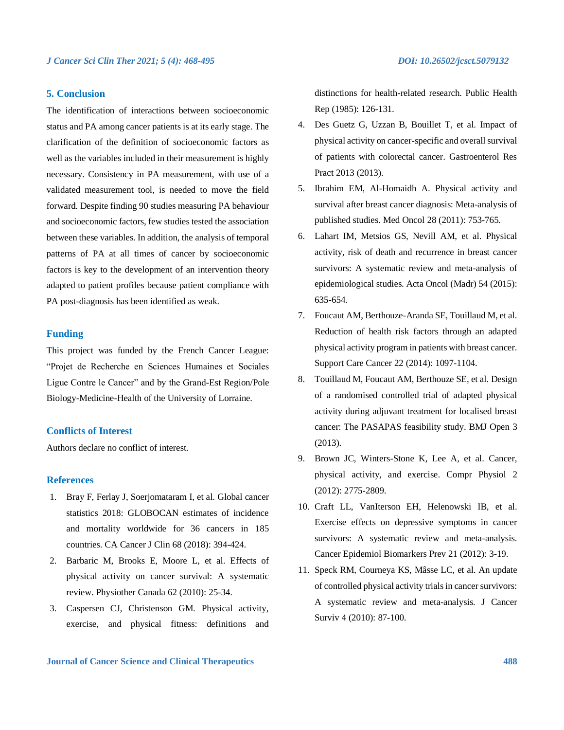## 5. Conclusion

The identification of interactions between socioeconomic status and PA among cancer patients is at its early stage. The clarification of the definition of socioeconomic factors as well as the variables included in their measurement is highly necessary. Consistency in PA measurement, with use of a validated measurement tool, is needed to move the field forward. Despite finding 90 studies measuring PA behaviour and socioeconomic factors, few studies tested the association between these variables. In addition, the analysis of temporal patterns of PA at all times of cancer by socioeconomic factors is key to the development of an intervention theory adapted to patient profiles because patient compliance with PA post-diagnosis has been identified as weak.

## Funding

This project was funded by the French Cancer League: "Projet de Recherche en Sciences Humaines et Sociales Ligue Contre le Cancer" and by the Grand-Est Region/Pole Biology-Medicine-Health of the University of Lorraine.

## Conflicts of Interest

Authors declare no conflict of interest.

## References

1. Bray F, Ferlay J, Soerjomataram I, et al. Global cancer statistics 2018: GLOBOCAN estimates of incidence and mortality worldwide for 36 cancers in 185 countries. CA Cancer J Clin 68 (2018): 394-424.
2. Barbaric M, Brooks E, Moore L, et al. Effects of physical activity on cancer survival: A systematic review. Physiother Canada 62 (2010): 25-34.
3. Caspersen CJ, Christenson GM. Physical activity, exercise, and physical fitness: definitions and distinctions for health-related research. Public Health Rep (1985): 126-131.
4. Des Guetz G, Uzzan B, Bouillet T, et al. Impact of physical activity on cancer-specific and overall survival of patients with colorectal cancer. Gastroenterol Res Pract 2013 (2013).
5. Ibrahim EM, Al-Homaidh A. Physical activity and survival after breast cancer diagnosis: Meta-analysis of published studies. Med Oncol 28 (2011): 753-765.
6. Lahart IM, Metsios GS, Nevill AM, et al. Physical activity, risk of death and recurrence in breast cancer survivors: A systematic review and meta-analysis of epidemiological studies. Acta Oncol (Madr) 54 (2015): 635-654.
7. Foucaut AM, Berthouze-Aranda SE, Touillaud M, et al. Reduction of health risk factors through an adapted physical activity program in patients with breast cancer. Support Care Cancer 22 (2014): 1097-1104.
8. Touillaud M, Foucaut AM, Berthouze SE, et al. Design of a randomised controlled trial of adapted physical activity during adjuvant treatment for localised breast cancer: The PASAPAS feasibility study. BMJ Open 3 (2013).
9. Brown JC, Winters-Stone K, Lee A, et al. Cancer, physical activity, and exercise. Compr Physiol 2 (2012): 2775-2809.
10. Craft LL, VanIterson EH, Helenowski IB, et al. Exercise effects on depressive symptoms in cancer survivors: A systematic review and meta-analysis. Cancer Epidemiol Biomarkers Prev 21 (2012): 3-19.
11. Speck RM, Courneya KS, Mâsse LC, et al. An update of controlled physical activity trials in cancer survivors: A systematic review and meta-analysis. J Cancer Surviv 4 (2010): 87-100.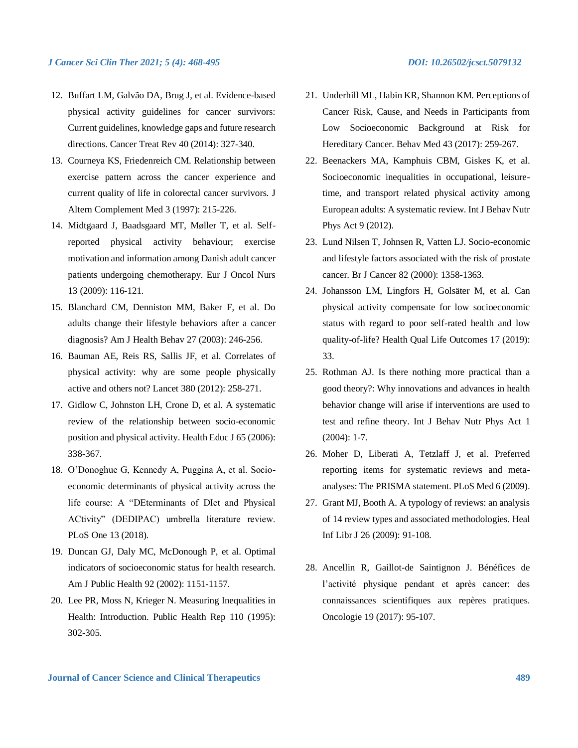12. Buffart LM, Galvão DA, Brug J, et al. Evidence-based physical activity guidelines for cancer survivors: Current guidelines, knowledge gaps and future research directions. Cancer Treat Rev 40 (2014): 327-340.
13. Courneya KS, Friedenreich CM. Relationship between exercise pattern across the cancer experience and current quality of life in colorectal cancer survivors. J Altern Complement Med 3 (1997): 215-226.
14. Midtgaard J, Baadsgaard MT, Møller T, et al. Self-reported physical activity behaviour; exercise motivation and information among Danish adult cancer patients undergoing chemotherapy. Eur J Oncol Nurs 13 (2009): 116-121.
15. Blanchard CM, Denniston MM, Baker F, et al. Do adults change their lifestyle behaviors after a cancer diagnosis? Am J Health Behav 27 (2003): 246-256.
16. Bauman AE, Reis RS, Sallis JF, et al. Correlates of physical activity: why are some people physically active and others not? Lancet 380 (2012): 258-271.
17. Gidlow C, Johnston LH, Crone D, et al. A systematic review of the relationship between socio-economic position and physical activity. Health Educ J 65 (2006): 338-367.
18. O'Donoghue G, Kennedy A, Puggina A, et al. Socio-economic determinants of physical activity across the life course: A "DEterminants of DIet and Physical ACtivity" (DEDIPAC) umbrella literature review. PLoS One 13 (2018).
19. Duncan GJ, Daly MC, McDonough P, et al. Optimal indicators of socioeconomic status for health research. Am J Public Health 92 (2002): 1151-1157.
20. Lee PR, Moss N, Krieger N. Measuring Inequalities in Health: Introduction. Public Health Rep 110 (1995): 302-305.
21. Underhill ML, Habin KR, Shannon KM. Perceptions of Cancer Risk, Cause, and Needs in Participants from Low Socioeconomic Background at Risk for Hereditary Cancer. Behav Med 43 (2017): 259-267.
22. Beenackers MA, Kamphuis CBM, Giskes K, et al. Socioeconomic inequalities in occupational, leisure-time, and transport related physical activity among European adults: A systematic review. Int J Behav Nutr Phys Act 9 (2012).
23. Lund Nilsen T, Johnsen R, Vatten LJ. Socio-economic and lifestyle factors associated with the risk of prostate cancer. Br J Cancer 82 (2000): 1358-1363.
24. Johansson LM, Lingfors H, Golsäter M, et al. Can physical activity compensate for low socioeconomic status with regard to poor self-rated health and low quality-of-life? Health Qual Life Outcomes 17 (2019): 33.
25. Rothman AJ. Is there nothing more practical than a good theory?: Why innovations and advances in health behavior change will arise if interventions are used to test and refine theory. Int J Behav Nutr Phys Act 1 (2004): 1-7.
26. Moher D, Liberati A, Tetzlaff J, et al. Preferred reporting items for systematic reviews and meta-analyses: The PRISMA statement. PLoS Med 6 (2009).
27. Grant MJ, Booth A. A typology of reviews: an analysis of 14 review types and associated methodologies. Heal Inf Libr J 26 (2009): 91-108.
28. Ancellin R, Gaillot-de Saintignon J. Bénéfices de l'activité physique pendant et après cancer: des connaissances scientifiques aux repères pratiques. Oncologie 19 (2017): 95-107.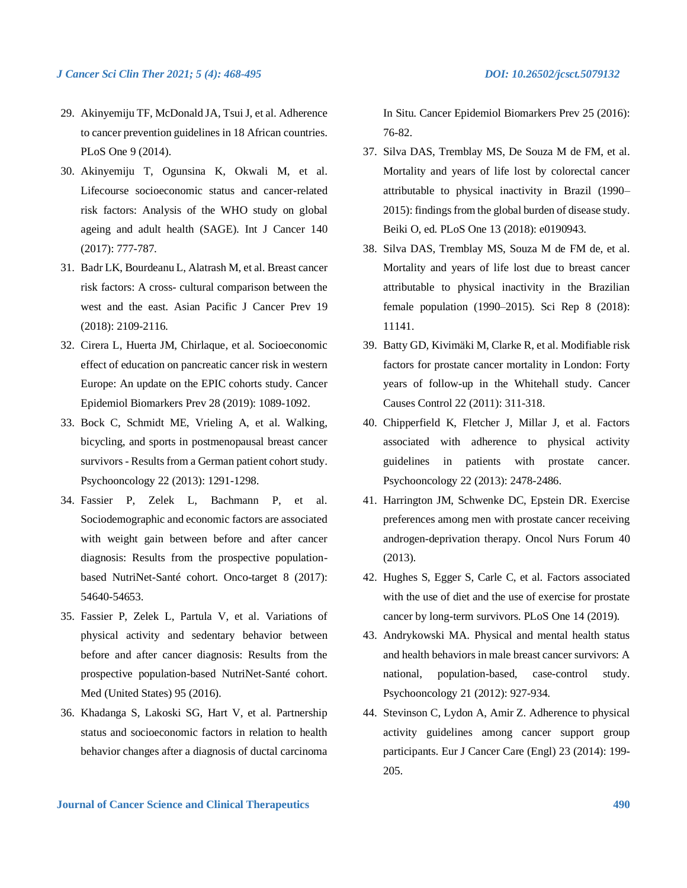29. Akinyemiju TF, McDonald JA, Tsui J, et al. Adherence to cancer prevention guidelines in 18 African countries. PLoS One 9 (2014).
30. Akinyemiju T, Ogunsina K, Okwali M, et al. Lifecourse socioeconomic status and cancer-related risk factors: Analysis of the WHO study on global ageing and adult health (SAGE). Int J Cancer 140 (2017): 777-787.
31. Badr LK, Bourdeanu L, Alatrash M, et al. Breast cancer risk factors: A cross- cultural comparison between the west and the east. Asian Pacific J Cancer Prev 19 (2018): 2109-2116.
32. Cirera L, Huerta JM, Chirlaque, et al. Socioeconomic effect of education on pancreatic cancer risk in western Europe: An update on the EPIC cohorts study. Cancer Epidemiol Biomarkers Prev 28 (2019): 1089-1092.
33. Bock C, Schmidt ME, Vrieling A, et al. Walking, bicycling, and sports in postmenopausal breast cancer survivors - Results from a German patient cohort study. Psychooncology 22 (2013): 1291-1298.
34. Fassier P, Zelek L, Bachmann P, et al. Sociodemographic and economic factors are associated with weight gain between before and after cancer diagnosis: Results from the prospective population-based NutriNet-Santé cohort. Onco-target 8 (2017): 54640-54653.
35. Fassier P, Zelek L, Partula V, et al. Variations of physical activity and sedentary behavior between before and after cancer diagnosis: Results from the prospective population-based NutriNet-Santé cohort. Med (United States) 95 (2016).
36. Khadanga S, Lakoski SG, Hart V, et al. Partnership status and socioeconomic factors in relation to health behavior changes after a diagnosis of ductal carcinoma In Situ. Cancer Epidemiol Biomarkers Prev 25 (2016): 76-82.
37. Silva DAS, Tremblay MS, De Souza M de FM, et al. Mortality and years of life lost by colorectal cancer attributable to physical inactivity in Brazil (1990–2015): findings from the global burden of disease study. Beiki O, ed. PLoS One 13 (2018): e0190943.
38. Silva DAS, Tremblay MS, Souza M de FM de, et al. Mortality and years of life lost due to breast cancer attributable to physical inactivity in the Brazilian female population (1990–2015). Sci Rep 8 (2018): 11141.
39. Batty GD, Kivimäki M, Clarke R, et al. Modifiable risk factors for prostate cancer mortality in London: Forty years of follow-up in the Whitehall study. Cancer Causes Control 22 (2011): 311-318.
40. Chipperfield K, Fletcher J, Millar J, et al. Factors associated with adherence to physical activity guidelines in patients with prostate cancer. Psychooncology 22 (2013): 2478-2486.
41. Harrington JM, Schwenke DC, Epstein DR. Exercise preferences among men with prostate cancer receiving androgen-deprivation therapy. Oncol Nurs Forum 40 (2013).
42. Hughes S, Egger S, Carle C, et al. Factors associated with the use of diet and the use of exercise for prostate cancer by long-term survivors. PLoS One 14 (2019).
43. Andrykowski MA. Physical and mental health status and health behaviors in male breast cancer survivors: A national, population-based, case-control study. Psychooncology 21 (2012): 927-934.
44. Stevinson C, Lydon A, Amir Z. Adherence to physical activity guidelines among cancer support group participants. Eur J Cancer Care (Engl) 23 (2014): 199-205.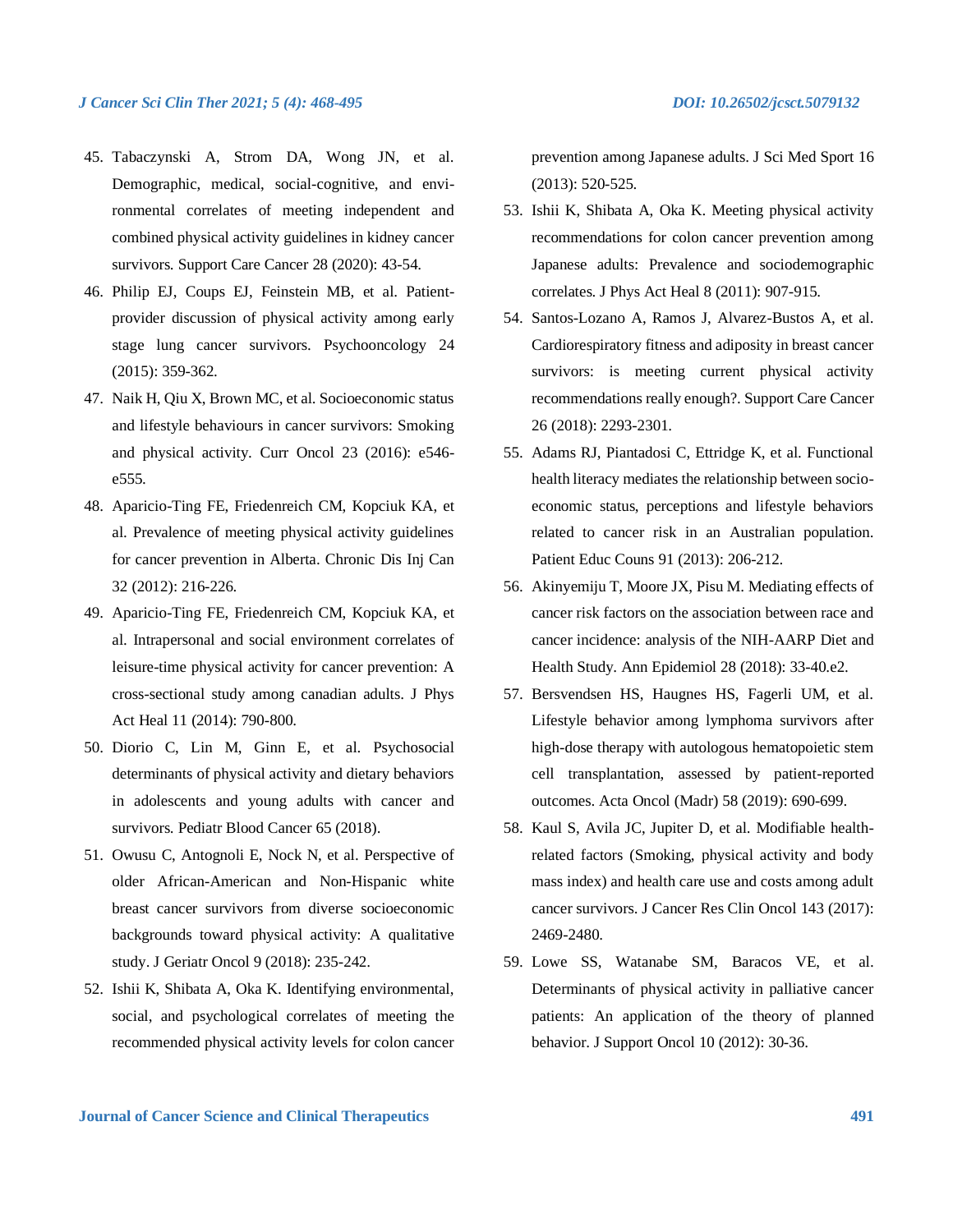45. Tabaczynski A, Strom DA, Wong JN, et al. Demographic, medical, social-cognitive, and environmental correlates of meeting independent and combined physical activity guidelines in kidney cancer survivors. Support Care Cancer 28 (2020): 43-54.
46. Philip EJ, Coups EJ, Feinstein MB, et al. Patient-provider discussion of physical activity among early stage lung cancer survivors. Psychooncology 24 (2015): 359-362.
47. Naik H, Qiu X, Brown MC, et al. Socioeconomic status and lifestyle behaviours in cancer survivors: Smoking and physical activity. Curr Oncol 23 (2016): e546-e555.
48. Aparicio-Ting FE, Friedenreich CM, Kopciuk KA, et al. Prevalence of meeting physical activity guidelines for cancer prevention in Alberta. Chronic Dis Inj Can 32 (2012): 216-226.
49. Aparicio-Ting FE, Friedenreich CM, Kopciuk KA, et al. Intrapersonal and social environment correlates of leisure-time physical activity for cancer prevention: A cross-sectional study among canadian adults. J Phys Act Heal 11 (2014): 790-800.
50. Diorio C, Lin M, Ginn E, et al. Psychosocial determinants of physical activity and dietary behaviors in adolescents and young adults with cancer and survivors. Pediatr Blood Cancer 65 (2018).
51. Owusu C, Antognoli E, Nock N, et al. Perspective of older African-American and Non-Hispanic white breast cancer survivors from diverse socioeconomic backgrounds toward physical activity: A qualitative study. J Geriatr Oncol 9 (2018): 235-242.
52. Ishii K, Shibata A, Oka K. Identifying environmental, social, and psychological correlates of meeting the recommended physical activity levels for colon cancer prevention among Japanese adults. J Sci Med Sport 16 (2013): 520-525.
53. Ishii K, Shibata A, Oka K. Meeting physical activity recommendations for colon cancer prevention among Japanese adults: Prevalence and sociodemographic correlates. J Phys Act Heal 8 (2011): 907-915.
54. Santos-Lozano A, Ramos J, Alvarez-Bustos A, et al. Cardiorespiratory fitness and adiposity in breast cancer survivors: is meeting current physical activity recommendations really enough?. Support Care Cancer 26 (2018): 2293-2301.
55. Adams RJ, Piantadosi C, Ettridge K, et al. Functional health literacy mediates the relationship between socio-economic status, perceptions and lifestyle behaviors related to cancer risk in an Australian population. Patient Educ Couns 91 (2013): 206-212.
56. Akinyemiju T, Moore JX, Pisu M. Mediating effects of cancer risk factors on the association between race and cancer incidence: analysis of the NIH-AARP Diet and Health Study. Ann Epidemiol 28 (2018): 33-40.e2.
57. Bersvendsen HS, Haugnes HS, Fagerli UM, et al. Lifestyle behavior among lymphoma survivors after high-dose therapy with autologous hematopoietic stem cell transplantation, assessed by patient-reported outcomes. Acta Oncol (Madr) 58 (2019): 690-699.
58. Kaul S, Avila JC, Jupiter D, et al. Modifiable health-related factors (Smoking, physical activity and body mass index) and health care use and costs among adult cancer survivors. J Cancer Res Clin Oncol 143 (2017): 2469-2480.
59. Lowe SS, Watanabe SM, Baracos VE, et al. Determinants of physical activity in palliative cancer patients: An application of the theory of planned behavior. J Support Oncol 10 (2012): 30-36.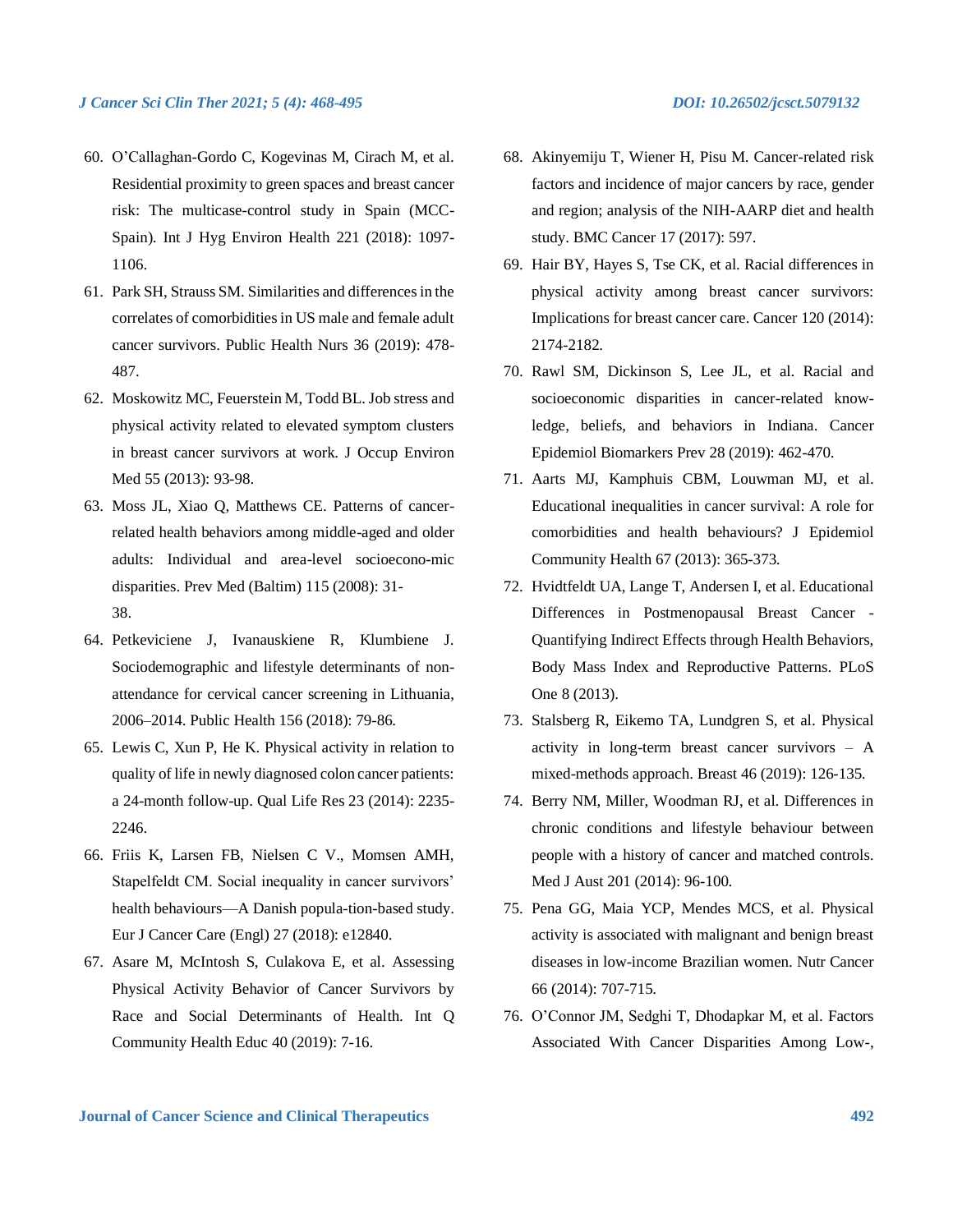60. O'Callaghan-Gordo C, Kogevinas M, Cirach M, et al. Residential proximity to green spaces and breast cancer risk: The multicase-control study in Spain (MCC-Spain). Int J Hyg Environ Health 221 (2018): 1097-1106.
61. Park SH, Strauss SM. Similarities and differences in the correlates of comorbidities in US male and female adult cancer survivors. Public Health Nurs 36 (2019): 478-487.
62. Moskowitz MC, Feuerstein M, Todd BL. Job stress and physical activity related to elevated symptom clusters in breast cancer survivors at work. J Occup Environ Med 55 (2013): 93-98.
63. Moss JL, Xiao Q, Matthews CE. Patterns of cancer-related health behaviors among middle-aged and older adults: Individual and area-level socioecono-mic disparities. Prev Med (Baltim) 115 (2008): 31-38.
64. Petkeviciene J, Ivanauskiene R, Klumbiene J. Sociodemographic and lifestyle determinants of non-attendance for cervical cancer screening in Lithuania, 2006–2014. Public Health 156 (2018): 79-86.
65. Lewis C, Xun P, He K. Physical activity in relation to quality of life in newly diagnosed colon cancer patients: a 24-month follow-up. Qual Life Res 23 (2014): 2235-2246.
66. Friis K, Larsen FB, Nielsen C V., Momsen AMH, Stapelfeldt CM. Social inequality in cancer survivors' health behaviours—A Danish popula-tion-based study. Eur J Cancer Care (Engl) 27 (2018): e12840.
67. Asare M, McIntosh S, Culakova E, et al. Assessing Physical Activity Behavior of Cancer Survivors by Race and Social Determinants of Health. Int Q Community Health Educ 40 (2019): 7-16.
68. Akinyemiju T, Wiener H, Pisu M. Cancer-related risk factors and incidence of major cancers by race, gender and region; analysis of the NIH-AARP diet and health study. BMC Cancer 17 (2017): 597.
69. Hair BY, Hayes S, Tse CK, et al. Racial differences in physical activity among breast cancer survivors: Implications for breast cancer care. Cancer 120 (2014): 2174-2182.
70. Rawl SM, Dickinson S, Lee JL, et al. Racial and socioeconomic disparities in cancer-related know-ledge, beliefs, and behaviors in Indiana. Cancer Epidemiol Biomarkers Prev 28 (2019): 462-470.
71. Aarts MJ, Kamphuis CBM, Louwman MJ, et al. Educational inequalities in cancer survival: A role for comorbidities and health behaviours? J Epidemiol Community Health 67 (2013): 365-373.
72. Hvidtfeldt UA, Lange T, Andersen I, et al. Educational Differences in Postmenopausal Breast Cancer - Quantifying Indirect Effects through Health Behaviors, Body Mass Index and Reproductive Patterns. PLoS One 8 (2013).
73. Stalsberg R, Eikemo TA, Lundgren S, et al. Physical activity in long-term breast cancer survivors – A mixed-methods approach. Breast 46 (2019): 126-135.
74. Berry NM, Miller, Woodman RJ, et al. Differences in chronic conditions and lifestyle behaviour between people with a history of cancer and matched controls. Med J Aust 201 (2014): 96-100.
75. Pena GG, Maia YCP, Mendes MCS, et al. Physical activity is associated with malignant and benign breast diseases in low-income Brazilian women. Nutr Cancer 66 (2014): 707-715.
76. O'Connor JM, Sedghi T, Dhodapkar M, et al. Factors Associated With Cancer Disparities Among Low-,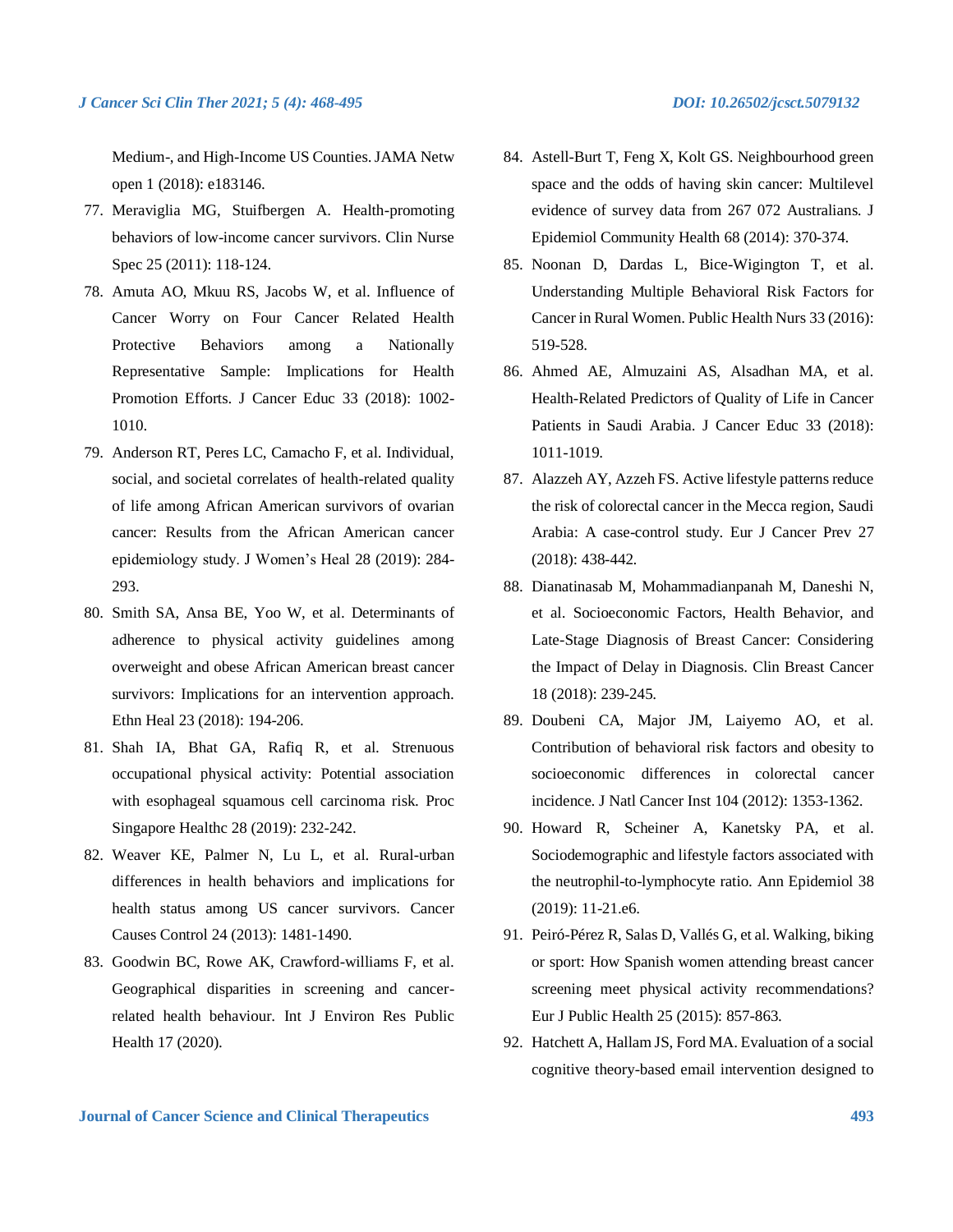Medium-, and High-Income US Counties. JAMA Netw open 1 (2018): e183146.

77. Meraviglia MG, Stuifbergen A. Health-promoting behaviors of low-income cancer survivors. Clin Nurse Spec 25 (2011): 118-124.
78. Amuta AO, Mkuu RS, Jacobs W, et al. Influence of Cancer Worry on Four Cancer Related Health Protective Behaviors among a Nationally Representative Sample: Implications for Health Promotion Efforts. J Cancer Educ 33 (2018): 1002-1010.
79. Anderson RT, Peres LC, Camacho F, et al. Individual, social, and societal correlates of health-related quality of life among African American survivors of ovarian cancer: Results from the African American cancer epidemiology study. J Women's Heal 28 (2019): 284-293.
80. Smith SA, Ansa BE, Yoo W, et al. Determinants of adherence to physical activity guidelines among overweight and obese African American breast cancer survivors: Implications for an intervention approach. Ethn Heal 23 (2018): 194-206.
81. Shah IA, Bhat GA, Rafiq R, et al. Strenuous occupational physical activity: Potential association with esophageal squamous cell carcinoma risk. Proc Singapore Healthc 28 (2019): 232-242.
82. Weaver KE, Palmer N, Lu L, et al. Rural-urban differences in health behaviors and implications for health status among US cancer survivors. Cancer Causes Control 24 (2013): 1481-1490.
83. Goodwin BC, Rowe AK, Crawford-williams F, et al. Geographical disparities in screening and cancer-related health behaviour. Int J Environ Res Public Health 17 (2020).
84. Astell-Burt T, Feng X, Kolt GS. Neighbourhood green space and the odds of having skin cancer: Multilevel evidence of survey data from 267 072 Australians. J Epidemiol Community Health 68 (2014): 370-374.
85. Noonan D, Dardas L, Bice-Wigington T, et al. Understanding Multiple Behavioral Risk Factors for Cancer in Rural Women. Public Health Nurs 33 (2016): 519-528.
86. Ahmed AE, Almuzaini AS, Alsadhan MA, et al. Health-Related Predictors of Quality of Life in Cancer Patients in Saudi Arabia. J Cancer Educ 33 (2018): 1011-1019.
87. Alazzeh AY, Azzeh FS. Active lifestyle patterns reduce the risk of colorectal cancer in the Mecca region, Saudi Arabia: A case-control study. Eur J Cancer Prev 27 (2018): 438-442.
88. Dianatinasab M, Mohammadianpanah M, Daneshi N, et al. Socioeconomic Factors, Health Behavior, and Late-Stage Diagnosis of Breast Cancer: Considering the Impact of Delay in Diagnosis. Clin Breast Cancer 18 (2018): 239-245.
89. Doubeni CA, Major JM, Laiyemo AO, et al. Contribution of behavioral risk factors and obesity to socioeconomic differences in colorectal cancer incidence. J Natl Cancer Inst 104 (2012): 1353-1362.
90. Howard R, Scheiner A, Kanetsky PA, et al. Sociodemographic and lifestyle factors associated with the neutrophil-to-lymphocyte ratio. Ann Epidemiol 38 (2019): 11-21.e6.
91. Peiró-Pérez R, Salas D, Vallés G, et al. Walking, biking or sport: How Spanish women attending breast cancer screening meet physical activity recommendations? Eur J Public Health 25 (2015): 857-863.
92. Hatchett A, Hallam JS, Ford MA. Evaluation of a social cognitive theory-based email intervention designed to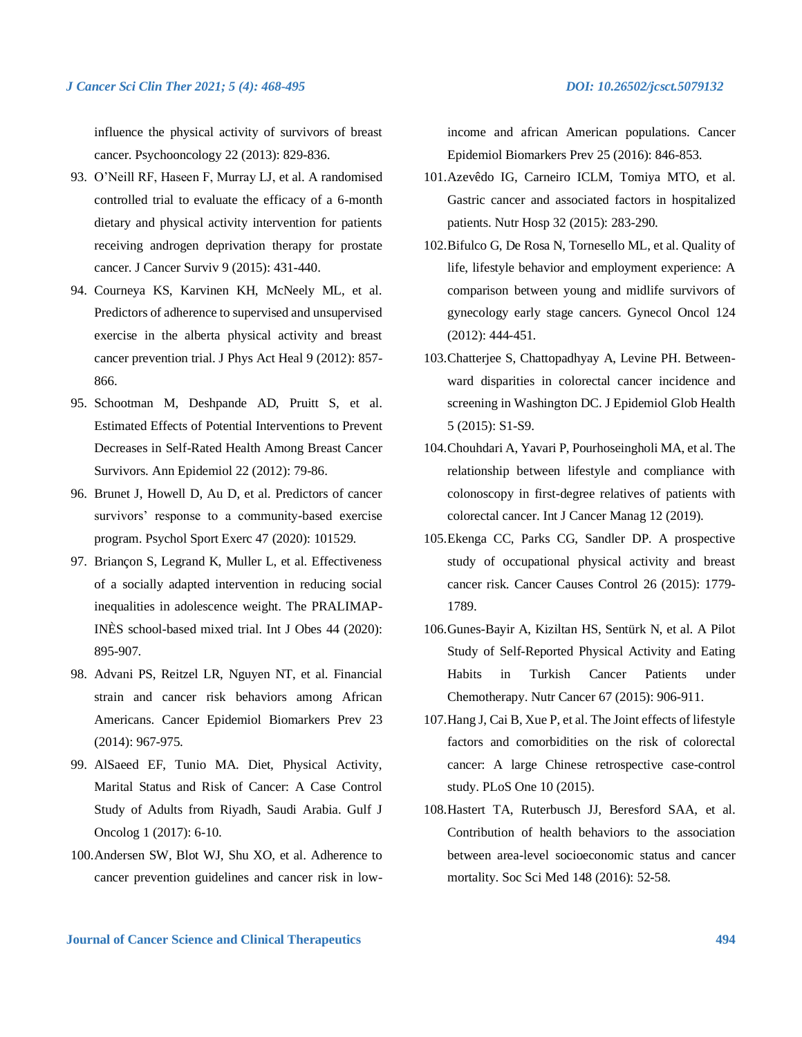influence the physical activity of survivors of breast cancer. Psychooncology 22 (2013): 829-836.

93. O'Neill RF, Haseen F, Murray LJ, et al. A randomised controlled trial to evaluate the efficacy of a 6-month dietary and physical activity intervention for patients receiving androgen deprivation therapy for prostate cancer. J Cancer Surviv 9 (2015): 431-440.
94. Courneya KS, Karvinen KH, McNeely ML, et al. Predictors of adherence to supervised and unsupervised exercise in the alberta physical activity and breast cancer prevention trial. J Phys Act Heal 9 (2012): 857-866.
95. Schootman M, Deshpande AD, Pruitt S, et al. Estimated Effects of Potential Interventions to Prevent Decreases in Self-Rated Health Among Breast Cancer Survivors. Ann Epidemiol 22 (2012): 79-86.
96. Brunet J, Howell D, Au D, et al. Predictors of cancer survivors' response to a community-based exercise program. Psychol Sport Exerc 47 (2020): 101529.
97. Briançon S, Legrand K, Muller L, et al. Effectiveness of a socially adapted intervention in reducing social inequalities in adolescence weight. The PRALIMAP-INÈS school-based mixed trial. Int J Obes 44 (2020): 895-907.
98. Advani PS, Reitzel LR, Nguyen NT, et al. Financial strain and cancer risk behaviors among African Americans. Cancer Epidemiol Biomarkers Prev 23 (2014): 967-975.
99. AlSaeed EF, Tunio MA. Diet, Physical Activity, Marital Status and Risk of Cancer: A Case Control Study of Adults from Riyadh, Saudi Arabia. Gulf J Oncolog 1 (2017): 6-10.
100. Andersen SW, Blot WJ, Shu XO, et al. Adherence to cancer prevention guidelines and cancer risk in low-income and african American populations. Cancer Epidemiol Biomarkers Prev 25 (2016): 846-853.
101. Azevêdo IG, Carneiro ICLM, Tomiya MTO, et al. Gastric cancer and associated factors in hospitalized patients. Nutr Hosp 32 (2015): 283-290.
102. Bifulco G, De Rosa N, Tornesello ML, et al. Quality of life, lifestyle behavior and employment experience: A comparison between young and midlife survivors of gynecology early stage cancers. Gynecol Oncol 124 (2012): 444-451.
103. Chatterjee S, Chattopadhyay A, Levine PH. Between-ward disparities in colorectal cancer incidence and screening in Washington DC. J Epidemiol Glob Health 5 (2015): S1-S9.
104. Chouhdari A, Yavari P, Pourhoseingholi MA, et al. The relationship between lifestyle and compliance with colonoscopy in first-degree relatives of patients with colorectal cancer. Int J Cancer Manag 12 (2019).
105. Ekenga CC, Parks CG, Sandler DP. A prospective study of occupational physical activity and breast cancer risk. Cancer Causes Control 26 (2015): 1779-1789.
106. Gunes-Bayir A, Kiziltan HS, Sentürk N, et al. A Pilot Study of Self-Reported Physical Activity and Eating Habits in Turkish Cancer Patients under Chemotherapy. Nutr Cancer 67 (2015): 906-911.
107. Hang J, Cai B, Xue P, et al. The Joint effects of lifestyle factors and comorbidities on the risk of colorectal cancer: A large Chinese retrospective case-control study. PLoS One 10 (2015).
108. Hastert TA, Ruterbusch JJ, Beresford SAA, et al. Contribution of health behaviors to the association between area-level socioeconomic status and cancer mortality. Soc Sci Med 148 (2016): 52-58.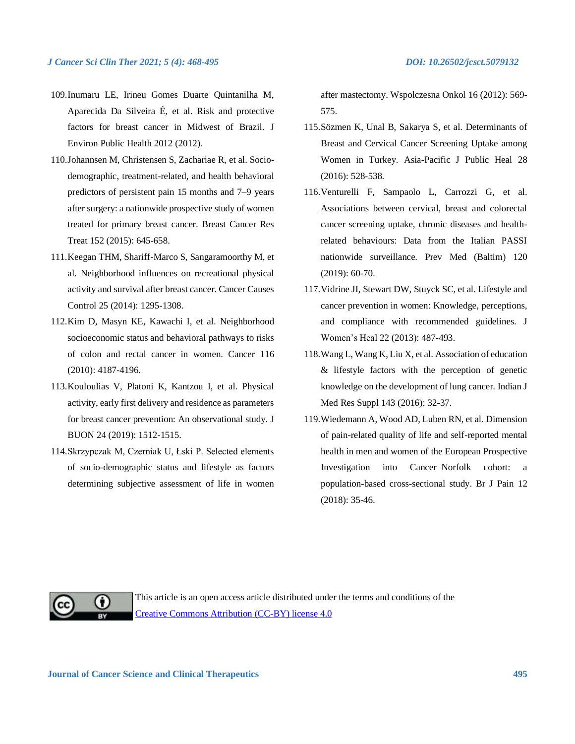109. Inumaru LE, Irineu Gomes Duarte Quintanilha M, Aparecida Da Silveira É, et al. Risk and protective factors for breast cancer in Midwest of Brazil. J Environ Public Health 2012 (2012).
110. Johannsen M, Christensen S, Zachariae R, et al. Socio-demographic, treatment-related, and health behavioral predictors of persistent pain 15 months and 7–9 years after surgery: a nationwide prospective study of women treated for primary breast cancer. Breast Cancer Res Treat 152 (2015): 645-658.
111. Keegan THM, Shariff-Marco S, Sangaramoorthy M, et al. Neighborhood influences on recreational physical activity and survival after breast cancer. Cancer Causes Control 25 (2014): 1295-1308.
112. Kim D, Masyn KE, Kawachi I, et al. Neighborhood socioeconomic status and behavioral pathways to risks of colon and rectal cancer in women. Cancer 116 (2010): 4187-4196.
113. Kouloulias V, Platoni K, Kantzou I, et al. Physical activity, early first delivery and residence as parameters for breast cancer prevention: An observational study. J BUON 24 (2019): 1512-1515.
114. Skrzypczak M, Czerniak U, Łski P. Selected elements of socio-demographic status and lifestyle as factors determining subjective assessment of life in women after mastectomy. Wspolczesna Onkol 16 (2012): 569-575.
115. Sözmen K, Unal B, Sakarya S, et al. Determinants of Breast and Cervical Cancer Screening Uptake among Women in Turkey. Asia-Pacific J Public Heal 28 (2016): 528-538.
116. Venturelli F, Sampaolo L, Carrozzi G, et al. Associations between cervical, breast and colorectal cancer screening uptake, chronic diseases and health-related behaviours: Data from the Italian PASSI nationwide surveillance. Prev Med (Baltim) 120 (2019): 60-70.
117. Vidrine JI, Stewart DW, Stuyck SC, et al. Lifestyle and cancer prevention in women: Knowledge, perceptions, and compliance with recommended guidelines. J Women's Heal 22 (2013): 487-493.
118. Wang L, Wang K, Liu X, et al. Association of education & lifestyle factors with the perception of genetic knowledge on the development of lung cancer. Indian J Med Res Suppl 143 (2016): 32-37.
119. Wiedemann A, Wood AD, Luben RN, et al. Dimension of pain-related quality of life and self-reported mental health in men and women of the European Prospective Investigation into Cancer–Norfolk cohort: a population-based cross-sectional study. Br J Pain 12 (2018): 35-46.

This article is an open access article distributed under the terms and conditions of the [Creative Commons Attribution (CC-BY) license 4.0]